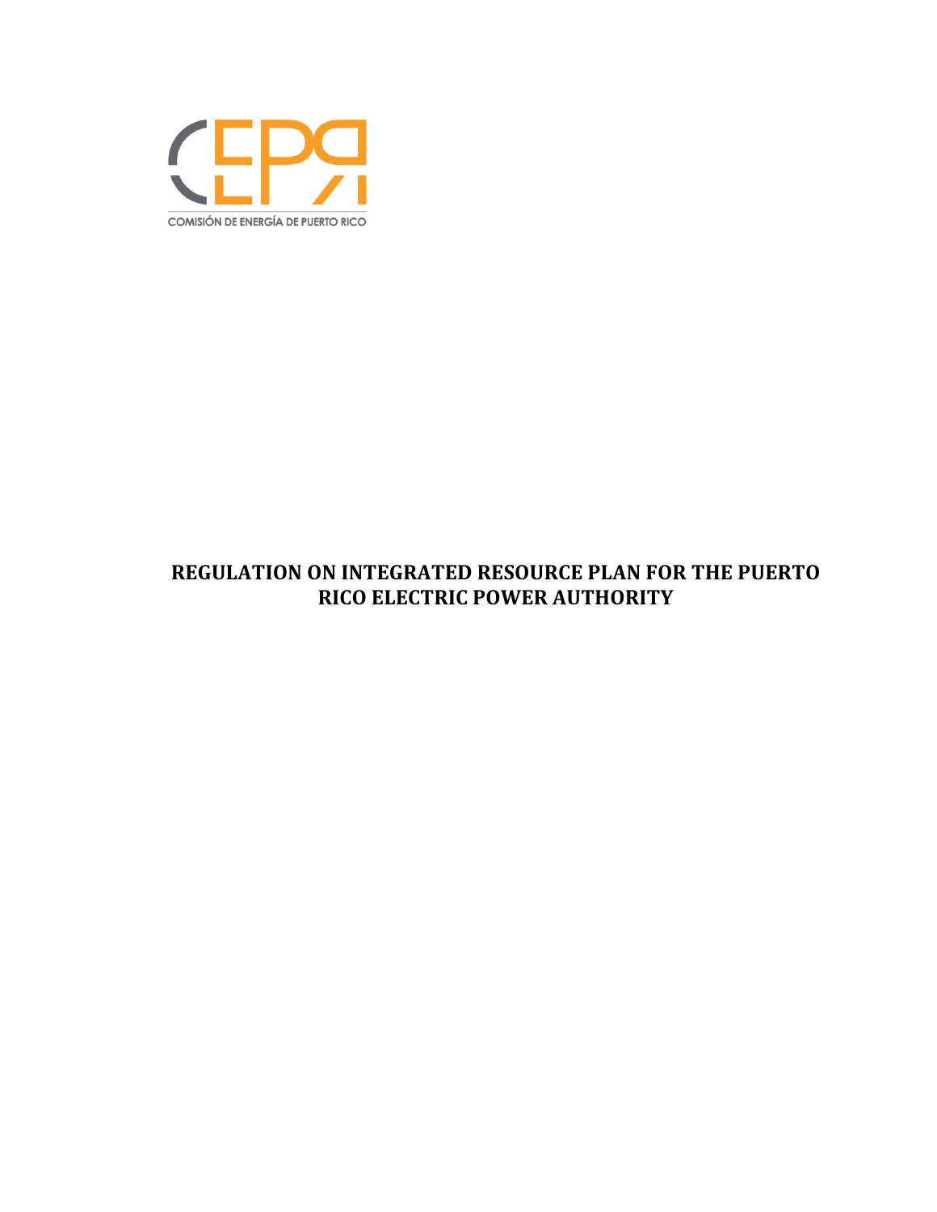COMISIÓN DE ENERGÍA DE PUERTO RICO

# REGULATION ON INTEGRATED RESOURCE PLAN FOR THE PUERTO RICO ELECTRIC POWER AUTHORITY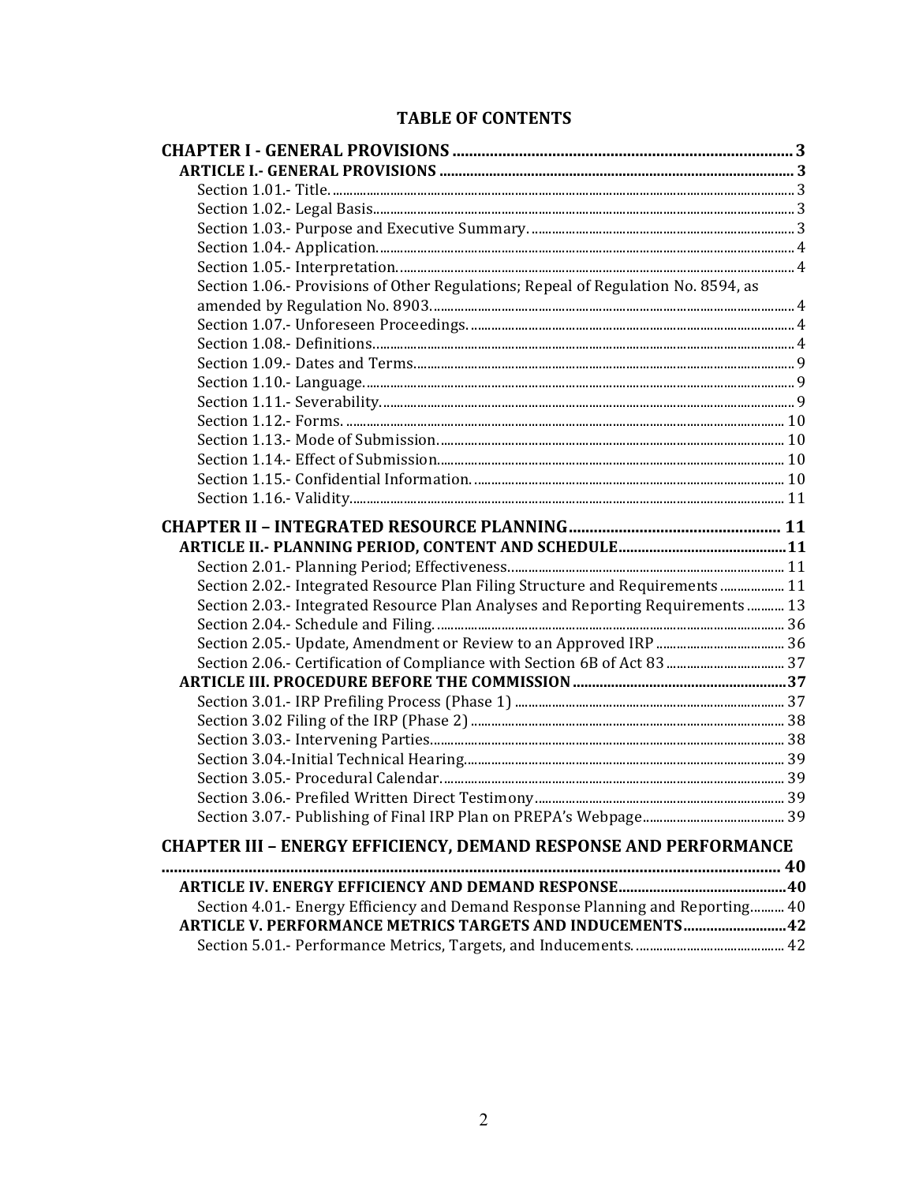# TABLE OF CONTENTS

**CHAPTER I - GENERAL PROVISIONS** ..... 3

**ARTICLE I.- GENERAL PROVISIONS** ..... 3

Section 1.01.- Title. ..... 3

Section 1.02.- Legal Basis ..... 3

Section 1.03.- Purpose and Executive Summary. ..... 3

Section 1.04.- Application. ..... 4

Section 1.05.- Interpretation. ..... 4

Section 1.06.- Provisions of Other Regulations; Repeal of Regulation No. 8594, as amended by Regulation No. 8903. ..... 4

Section 1.07.- Unforeseen Proceedings. ..... 4

Section 1.08.- Definitions. ..... 4

Section 1.09.- Dates and Terms. ..... 9

Section 1.10.- Language. ..... 9

Section 1.11.- Severability. ..... 9

Section 1.12.- Forms. ..... 10

Section 1.13.- Mode of Submission. ..... 10

Section 1.14.- Effect of Submission. ..... 10

Section 1.15.- Confidential Information. ..... 10

Section 1.16.- Validity. ..... 11

**CHAPTER II – INTEGRATED RESOURCE PLANNING** ..... 11

**ARTICLE II.- PLANNING PERIOD, CONTENT AND SCHEDULE** ..... 11

Section 2.01.- Planning Period; Effectiveness. ..... 11

Section 2.02.- Integrated Resource Plan Filing Structure and Requirements ..... 11

Section 2.03.- Integrated Resource Plan Analyses and Reporting Requirements ..... 13

Section 2.04.- Schedule and Filing. ..... 36

Section 2.05.- Update, Amendment or Review to an Approved IRP ..... 36

Section 2.06.- Certification of Compliance with Section 6B of Act 83 ..... 37

**ARTICLE III. PROCEDURE BEFORE THE COMMISSION** ..... 37

Section 3.01.- IRP Prefiling Process (Phase 1) ..... 37

Section 3.02 Filing of the IRP (Phase 2) ..... 38

Section 3.03.- Intervening Parties. ..... 38

Section 3.04.-Initial Technical Hearing. ..... 39

Section 3.05.- Procedural Calendar. ..... 39

Section 3.06.- Prefiled Written Direct Testimony ..... 39

Section 3.07.- Publishing of Final IRP Plan on PREPA's Webpage ..... 39

**CHAPTER III – ENERGY EFFICIENCY, DEMAND RESPONSE AND PERFORMANCE** ..... 40

**ARTICLE IV. ENERGY EFFICIENCY AND DEMAND RESPONSE** ..... 40

Section 4.01.- Energy Efficiency and Demand Response Planning and Reporting. ..... 40

**ARTICLE V. PERFORMANCE METRICS TARGETS AND INDUCEMENTS** ..... 42

Section 5.01.- Performance Metrics, Targets, and Inducements. ..... 42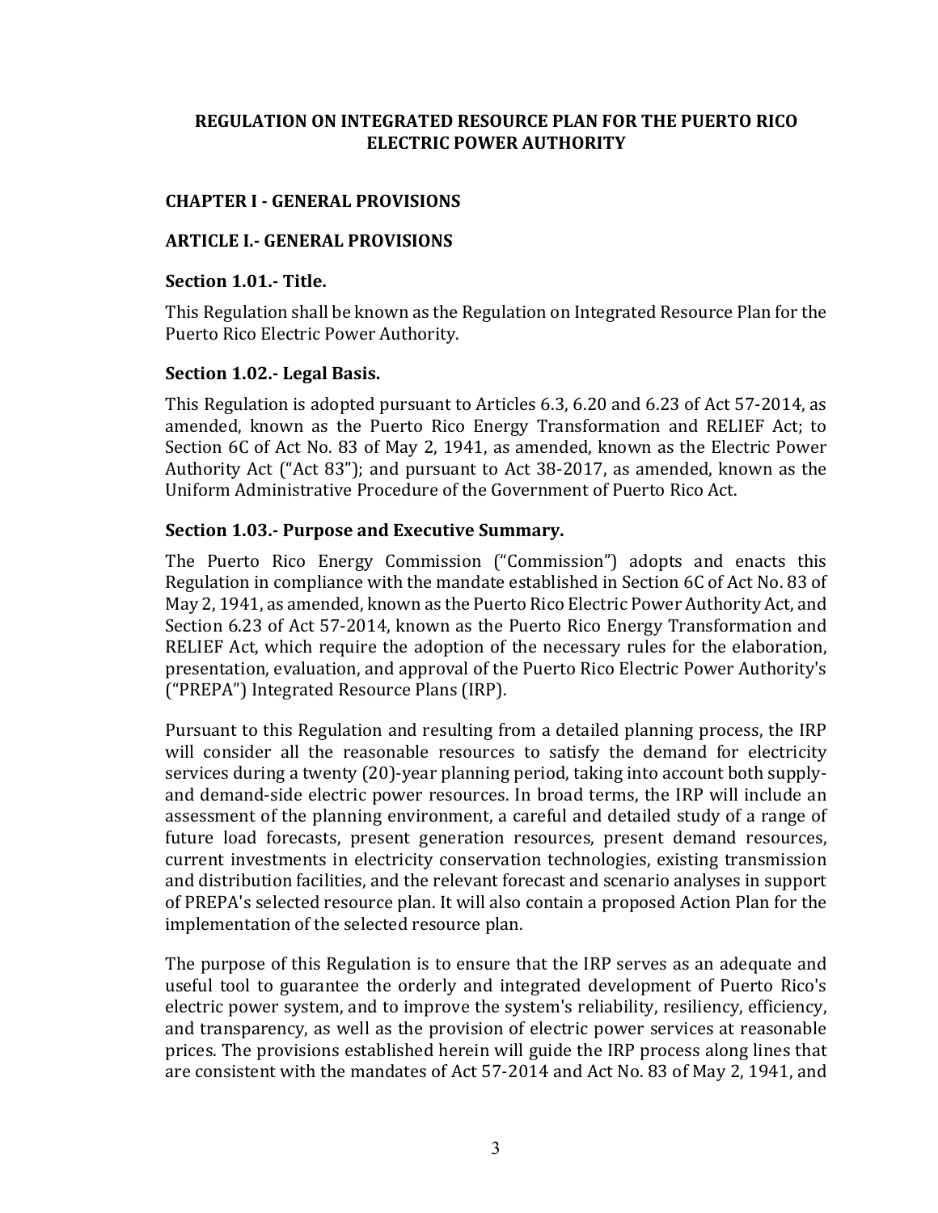# REGULATION ON INTEGRATED RESOURCE PLAN FOR THE PUERTO RICO ELECTRIC POWER AUTHORITY

## CHAPTER I - GENERAL PROVISIONS

## ARTICLE I.- GENERAL PROVISIONS

### Section 1.01.- Title.

This Regulation shall be known as the Regulation on Integrated Resource Plan for the Puerto Rico Electric Power Authority.

### Section 1.02.- Legal Basis.

This Regulation is adopted pursuant to Articles 6.3, 6.20 and 6.23 of Act 57-2014, as amended, known as the Puerto Rico Energy Transformation and RELIEF Act; to Section 6C of Act No. 83 of May 2, 1941, as amended, known as the Electric Power Authority Act ("Act 83"); and pursuant to Act 38-2017, as amended, known as the Uniform Administrative Procedure of the Government of Puerto Rico Act.

### Section 1.03.- Purpose and Executive Summary.

The Puerto Rico Energy Commission ("Commission") adopts and enacts this Regulation in compliance with the mandate established in Section 6C of Act No. 83 of May 2, 1941, as amended, known as the Puerto Rico Electric Power Authority Act, and Section 6.23 of Act 57-2014, known as the Puerto Rico Energy Transformation and RELIEF Act, which require the adoption of the necessary rules for the elaboration, presentation, evaluation, and approval of the Puerto Rico Electric Power Authority's ("PREPA") Integrated Resource Plans (IRP).

Pursuant to this Regulation and resulting from a detailed planning process, the IRP will consider all the reasonable resources to satisfy the demand for electricity services during a twenty (20)-year planning period, taking into account both supply- and demand-side electric power resources. In broad terms, the IRP will include an assessment of the planning environment, a careful and detailed study of a range of future load forecasts, present generation resources, present demand resources, current investments in electricity conservation technologies, existing transmission and distribution facilities, and the relevant forecast and scenario analyses in support of PREPA's selected resource plan. It will also contain a proposed Action Plan for the implementation of the selected resource plan.

The purpose of this Regulation is to ensure that the IRP serves as an adequate and useful tool to guarantee the orderly and integrated development of Puerto Rico's electric power system, and to improve the system's reliability, resiliency, efficiency, and transparency, as well as the provision of electric power services at reasonable prices. The provisions established herein will guide the IRP process along lines that are consistent with the mandates of Act 57-2014 and Act No. 83 of May 2, 1941, and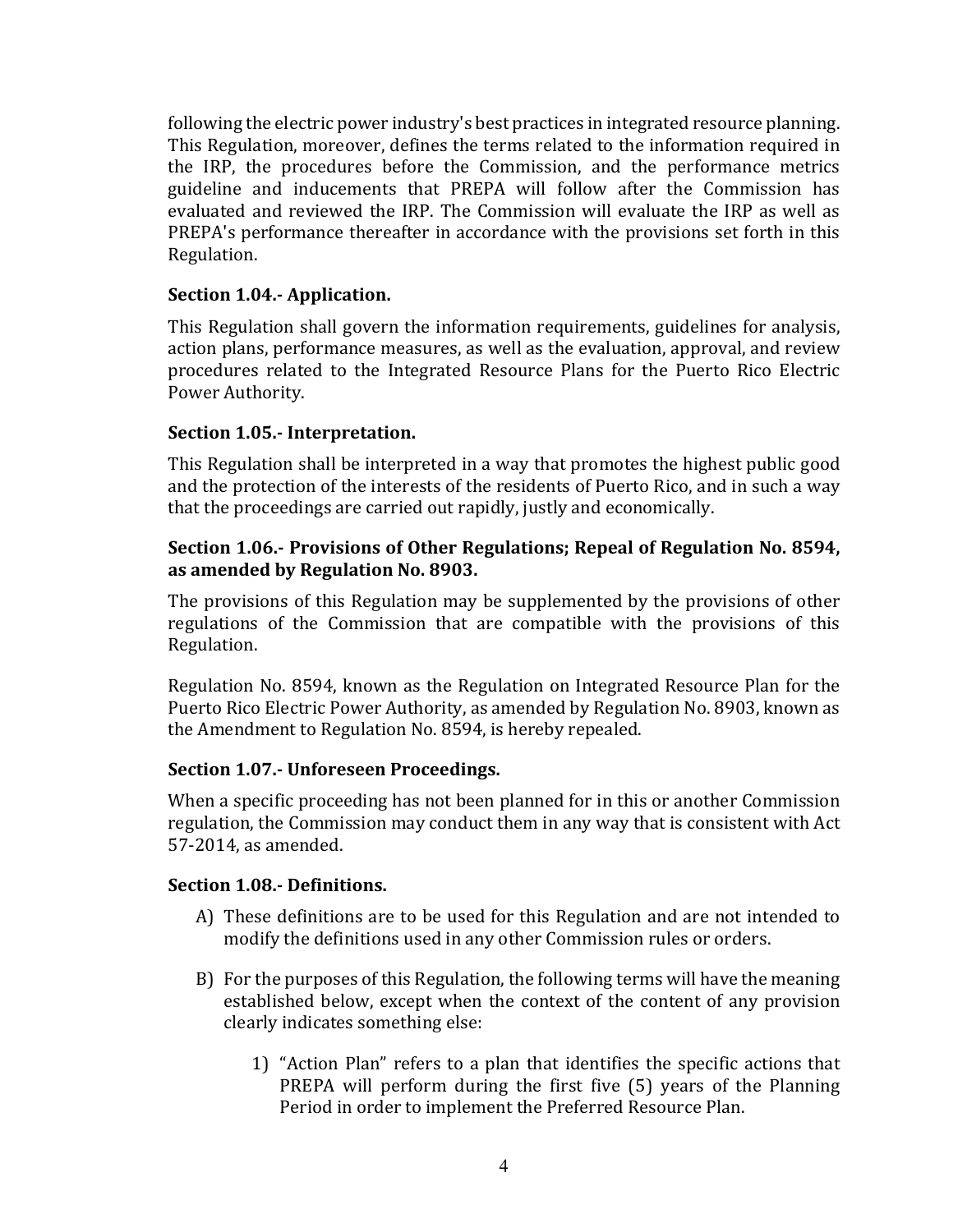following the electric power industry's best practices in integrated resource planning. This Regulation, moreover, defines the terms related to the information required in the IRP, the procedures before the Commission, and the performance metrics guideline and inducements that PREPA will follow after the Commission has evaluated and reviewed the IRP. The Commission will evaluate the IRP as well as PREPA's performance thereafter in accordance with the provisions set forth in this Regulation.

### Section 1.04.- Application.

This Regulation shall govern the information requirements, guidelines for analysis, action plans, performance measures, as well as the evaluation, approval, and review procedures related to the Integrated Resource Plans for the Puerto Rico Electric Power Authority.

### Section 1.05.- Interpretation.

This Regulation shall be interpreted in a way that promotes the highest public good and the protection of the interests of the residents of Puerto Rico, and in such a way that the proceedings are carried out rapidly, justly and economically.

### Section 1.06.- Provisions of Other Regulations; Repeal of Regulation No. 8594, as amended by Regulation No. 8903.

The provisions of this Regulation may be supplemented by the provisions of other regulations of the Commission that are compatible with the provisions of this Regulation.

Regulation No. 8594, known as the Regulation on Integrated Resource Plan for the Puerto Rico Electric Power Authority, as amended by Regulation No. 8903, known as the Amendment to Regulation No. 8594, is hereby repealed.

### Section 1.07.- Unforeseen Proceedings.

When a specific proceeding has not been planned for in this or another Commission regulation, the Commission may conduct them in any way that is consistent with Act 57-2014, as amended.

### Section 1.08.- Definitions.

A) These definitions are to be used for this Regulation and are not intended to modify the definitions used in any other Commission rules or orders.

B) For the purposes of this Regulation, the following terms will have the meaning established below, except when the context of the content of any provision clearly indicates something else:

   1) "Action Plan" refers to a plan that identifies the specific actions that PREPA will perform during the first five (5) years of the Planning Period in order to implement the Preferred Resource Plan.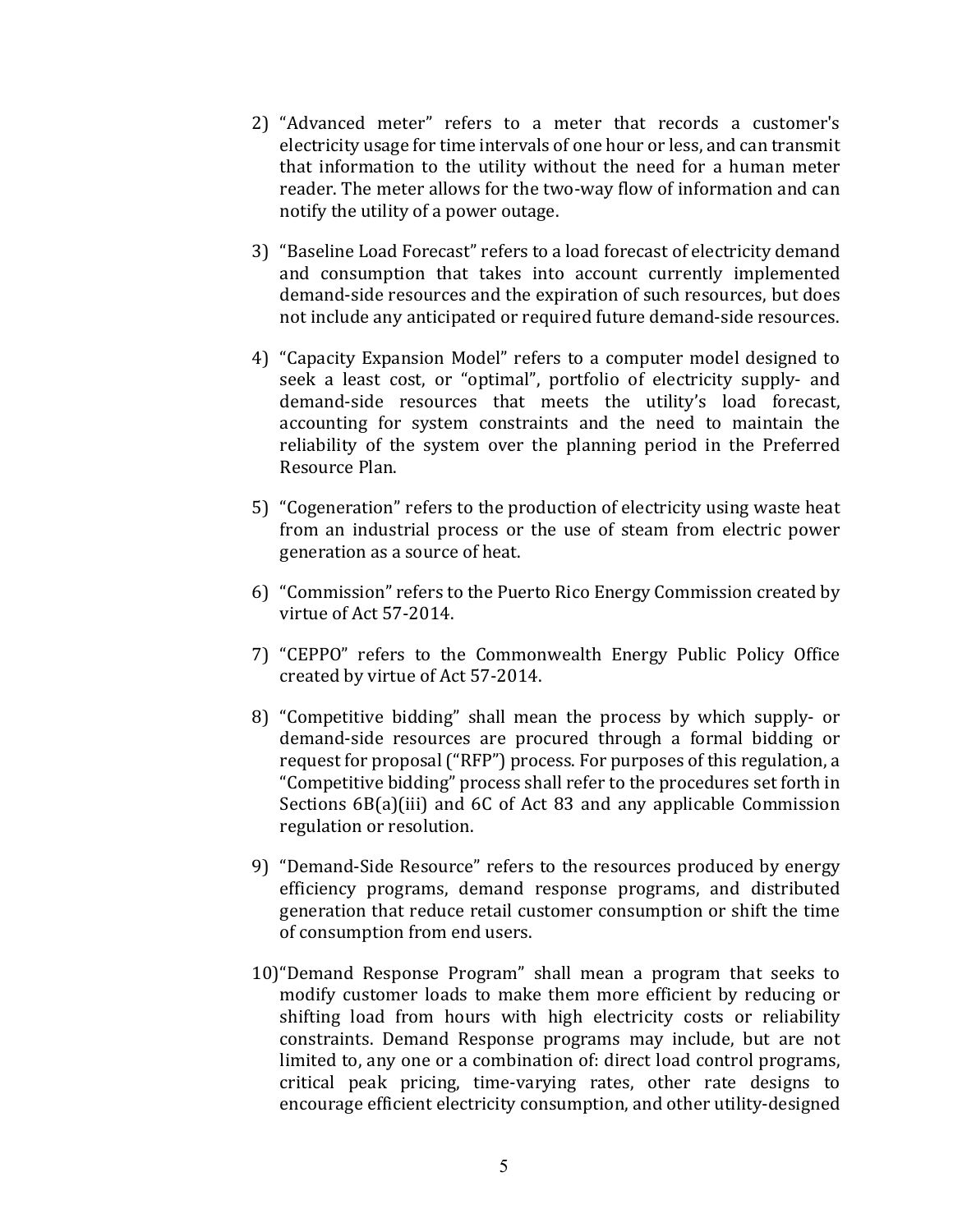2) "Advanced meter" refers to a meter that records a customer's electricity usage for time intervals of one hour or less, and can transmit that information to the utility without the need for a human meter reader. The meter allows for the two-way flow of information and can notify the utility of a power outage.

3) "Baseline Load Forecast" refers to a load forecast of electricity demand and consumption that takes into account currently implemented demand-side resources and the expiration of such resources, but does not include any anticipated or required future demand-side resources.

4) "Capacity Expansion Model" refers to a computer model designed to seek a least cost, or "optimal", portfolio of electricity supply- and demand-side resources that meets the utility's load forecast, accounting for system constraints and the need to maintain the reliability of the system over the planning period in the Preferred Resource Plan.

5) "Cogeneration" refers to the production of electricity using waste heat from an industrial process or the use of steam from electric power generation as a source of heat.

6) "Commission" refers to the Puerto Rico Energy Commission created by virtue of Act 57-2014.

7) "CEPPO" refers to the Commonwealth Energy Public Policy Office created by virtue of Act 57-2014.

8) "Competitive bidding" shall mean the process by which supply- or demand-side resources are procured through a formal bidding or request for proposal ("RFP") process. For purposes of this regulation, a "Competitive bidding" process shall refer to the procedures set forth in Sections 6B(a)(iii) and 6C of Act 83 and any applicable Commission regulation or resolution.

9) "Demand-Side Resource" refers to the resources produced by energy efficiency programs, demand response programs, and distributed generation that reduce retail customer consumption or shift the time of consumption from end users.

10) "Demand Response Program" shall mean a program that seeks to modify customer loads to make them more efficient by reducing or shifting load from hours with high electricity costs or reliability constraints. Demand Response programs may include, but are not limited to, any one or a combination of: direct load control programs, critical peak pricing, time-varying rates, other rate designs to encourage efficient electricity consumption, and other utility-designed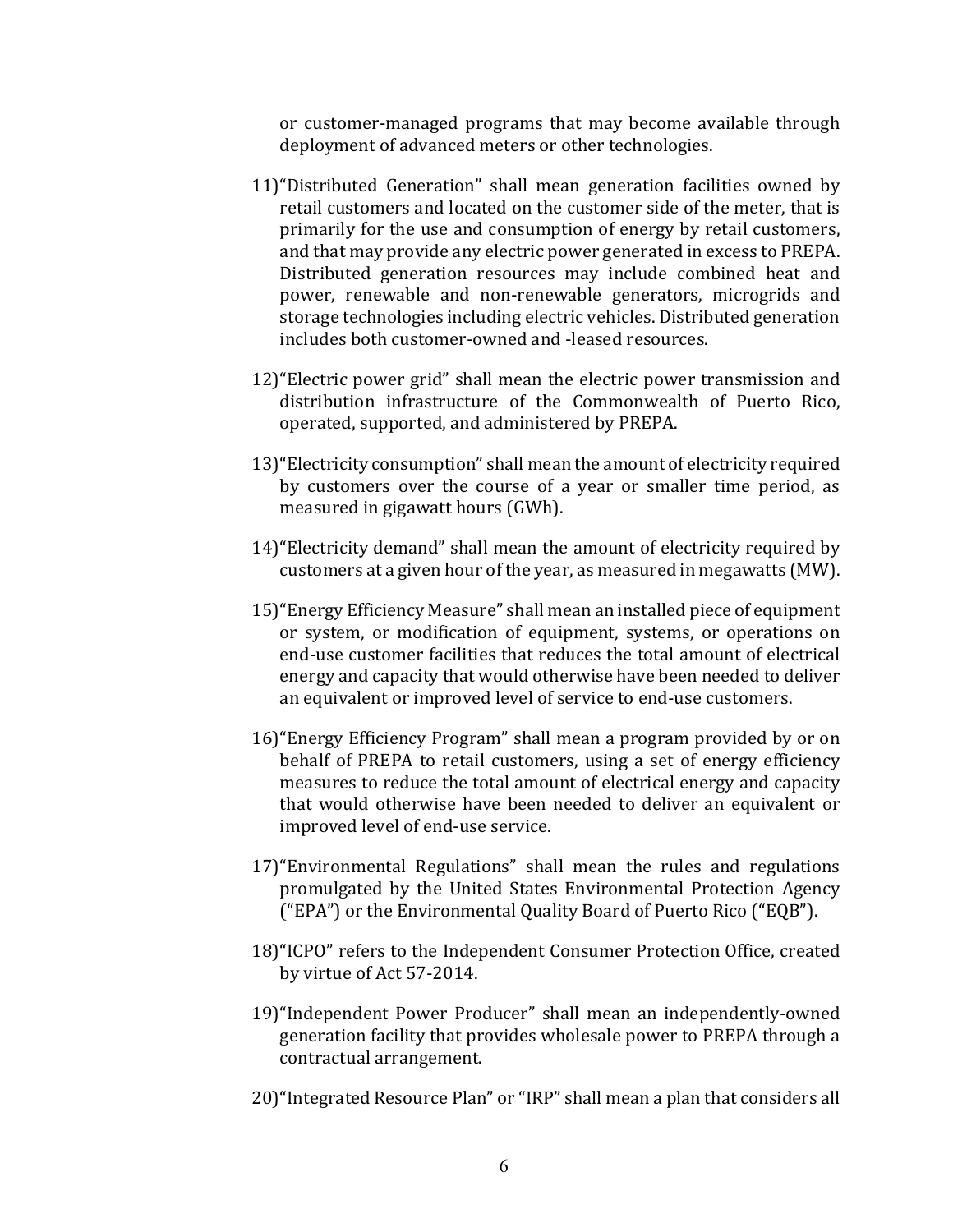or customer-managed programs that may become available through deployment of advanced meters or other technologies.

11) "Distributed Generation" shall mean generation facilities owned by retail customers and located on the customer side of the meter, that is primarily for the use and consumption of energy by retail customers, and that may provide any electric power generated in excess to PREPA. Distributed generation resources may include combined heat and power, renewable and non-renewable generators, microgrids and storage technologies including electric vehicles. Distributed generation includes both customer-owned and -leased resources.

12) "Electric power grid" shall mean the electric power transmission and distribution infrastructure of the Commonwealth of Puerto Rico, operated, supported, and administered by PREPA.

13) "Electricity consumption" shall mean the amount of electricity required by customers over the course of a year or smaller time period, as measured in gigawatt hours (GWh).

14) "Electricity demand" shall mean the amount of electricity required by customers at a given hour of the year, as measured in megawatts (MW).

15) "Energy Efficiency Measure" shall mean an installed piece of equipment or system, or modification of equipment, systems, or operations on end-use customer facilities that reduces the total amount of electrical energy and capacity that would otherwise have been needed to deliver an equivalent or improved level of service to end-use customers.

16) "Energy Efficiency Program" shall mean a program provided by or on behalf of PREPA to retail customers, using a set of energy efficiency measures to reduce the total amount of electrical energy and capacity that would otherwise have been needed to deliver an equivalent or improved level of end-use service.

17) "Environmental Regulations" shall mean the rules and regulations promulgated by the United States Environmental Protection Agency ("EPA") or the Environmental Quality Board of Puerto Rico ("EQB").

18) "ICPO" refers to the Independent Consumer Protection Office, created by virtue of Act 57-2014.

19) "Independent Power Producer" shall mean an independently-owned generation facility that provides wholesale power to PREPA through a contractual arrangement.

20) "Integrated Resource Plan" or "IRP" shall mean a plan that considers all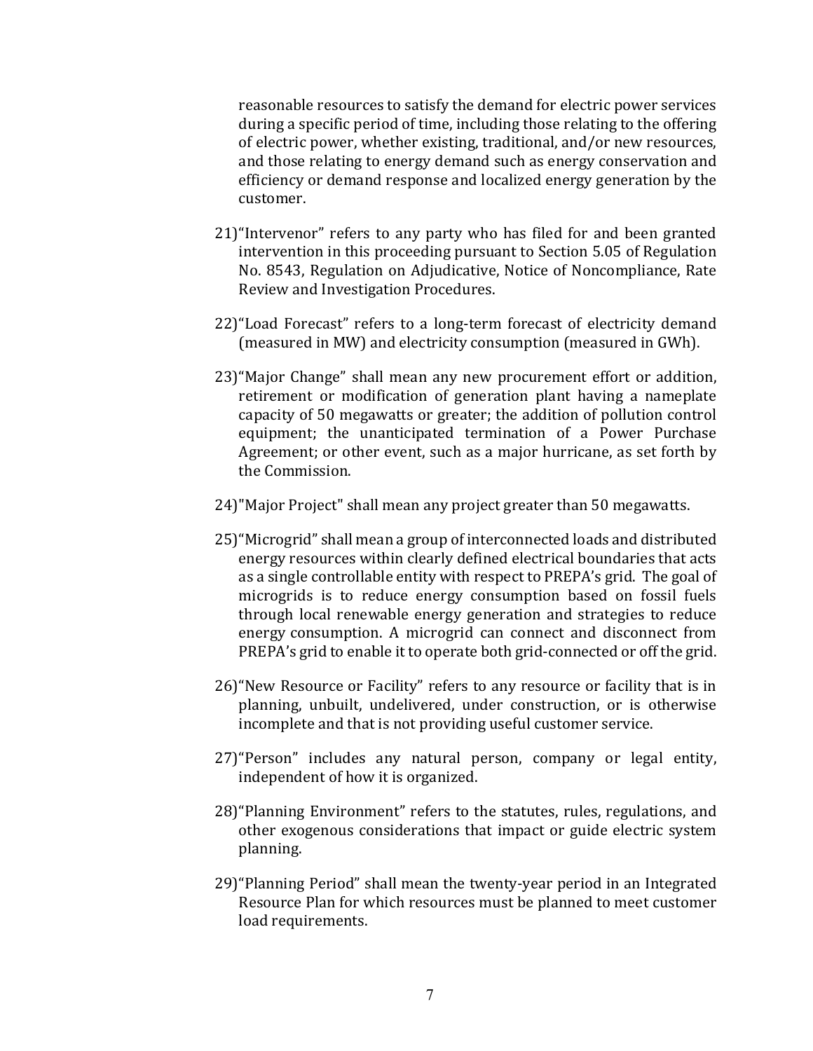reasonable resources to satisfy the demand for electric power services during a specific period of time, including those relating to the offering of electric power, whether existing, traditional, and/or new resources, and those relating to energy demand such as energy conservation and efficiency or demand response and localized energy generation by the customer.

21) "Intervenor" refers to any party who has filed for and been granted intervention in this proceeding pursuant to Section 5.05 of Regulation No. 8543, Regulation on Adjudicative, Notice of Noncompliance, Rate Review and Investigation Procedures.

22) "Load Forecast" refers to a long-term forecast of electricity demand (measured in MW) and electricity consumption (measured in GWh).

23) "Major Change" shall mean any new procurement effort or addition, retirement or modification of generation plant having a nameplate capacity of 50 megawatts or greater; the addition of pollution control equipment; the unanticipated termination of a Power Purchase Agreement; or other event, such as a major hurricane, as set forth by the Commission.

24) "Major Project" shall mean any project greater than 50 megawatts.

25) "Microgrid" shall mean a group of interconnected loads and distributed energy resources within clearly defined electrical boundaries that acts as a single controllable entity with respect to PREPA's grid. The goal of microgrids is to reduce energy consumption based on fossil fuels through local renewable energy generation and strategies to reduce energy consumption. A microgrid can connect and disconnect from PREPA's grid to enable it to operate both grid-connected or off the grid.

26) "New Resource or Facility" refers to any resource or facility that is in planning, unbuilt, undelivered, under construction, or is otherwise incomplete and that is not providing useful customer service.

27) "Person" includes any natural person, company or legal entity, independent of how it is organized.

28) "Planning Environment" refers to the statutes, rules, regulations, and other exogenous considerations that impact or guide electric system planning.

29) "Planning Period" shall mean the twenty-year period in an Integrated Resource Plan for which resources must be planned to meet customer load requirements.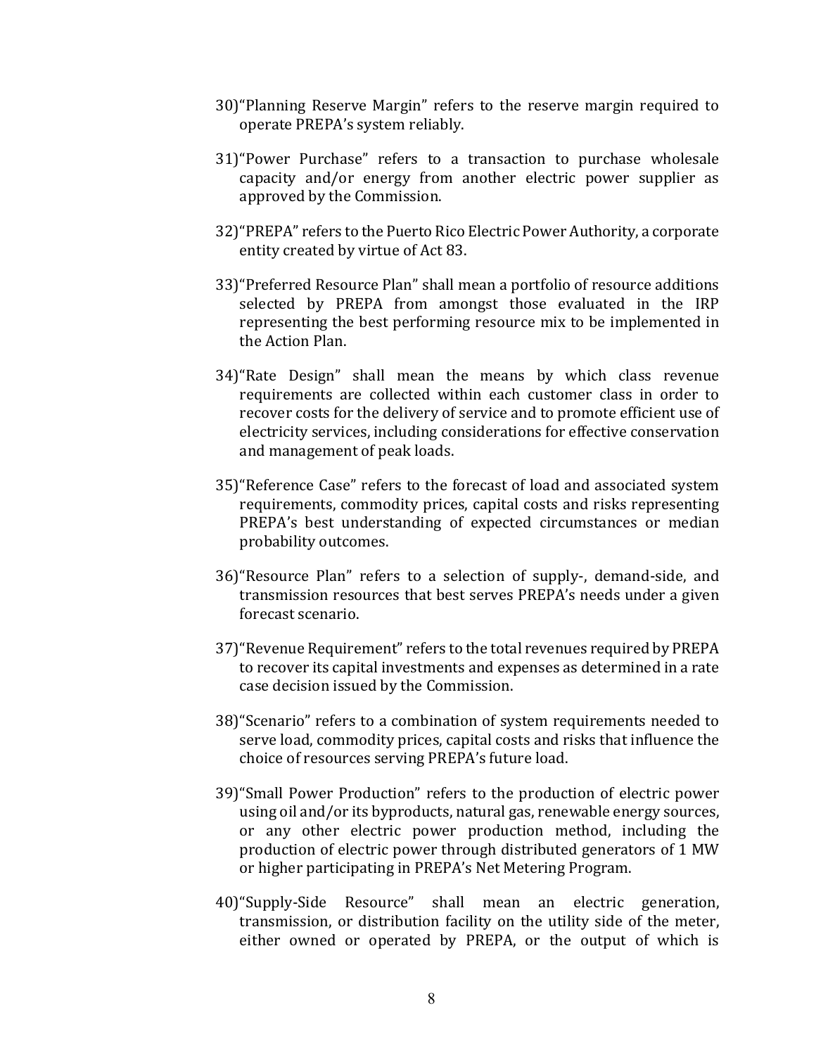30) "Planning Reserve Margin" refers to the reserve margin required to operate PREPA's system reliably.

31) "Power Purchase" refers to a transaction to purchase wholesale capacity and/or energy from another electric power supplier as approved by the Commission.

32) "PREPA" refers to the Puerto Rico Electric Power Authority, a corporate entity created by virtue of Act 83.

33) "Preferred Resource Plan" shall mean a portfolio of resource additions selected by PREPA from amongst those evaluated in the IRP representing the best performing resource mix to be implemented in the Action Plan.

34) "Rate Design" shall mean the means by which class revenue requirements are collected within each customer class in order to recover costs for the delivery of service and to promote efficient use of electricity services, including considerations for effective conservation and management of peak loads.

35) "Reference Case" refers to the forecast of load and associated system requirements, commodity prices, capital costs and risks representing PREPA's best understanding of expected circumstances or median probability outcomes.

36) "Resource Plan" refers to a selection of supply-, demand-side, and transmission resources that best serves PREPA's needs under a given forecast scenario.

37) "Revenue Requirement" refers to the total revenues required by PREPA to recover its capital investments and expenses as determined in a rate case decision issued by the Commission.

38) "Scenario" refers to a combination of system requirements needed to serve load, commodity prices, capital costs and risks that influence the choice of resources serving PREPA's future load.

39) "Small Power Production" refers to the production of electric power using oil and/or its byproducts, natural gas, renewable energy sources, or any other electric power production method, including the production of electric power through distributed generators of 1 MW or higher participating in PREPA's Net Metering Program.

40) "Supply-Side Resource" shall mean an electric generation, transmission, or distribution facility on the utility side of the meter, either owned or operated by PREPA, or the output of which is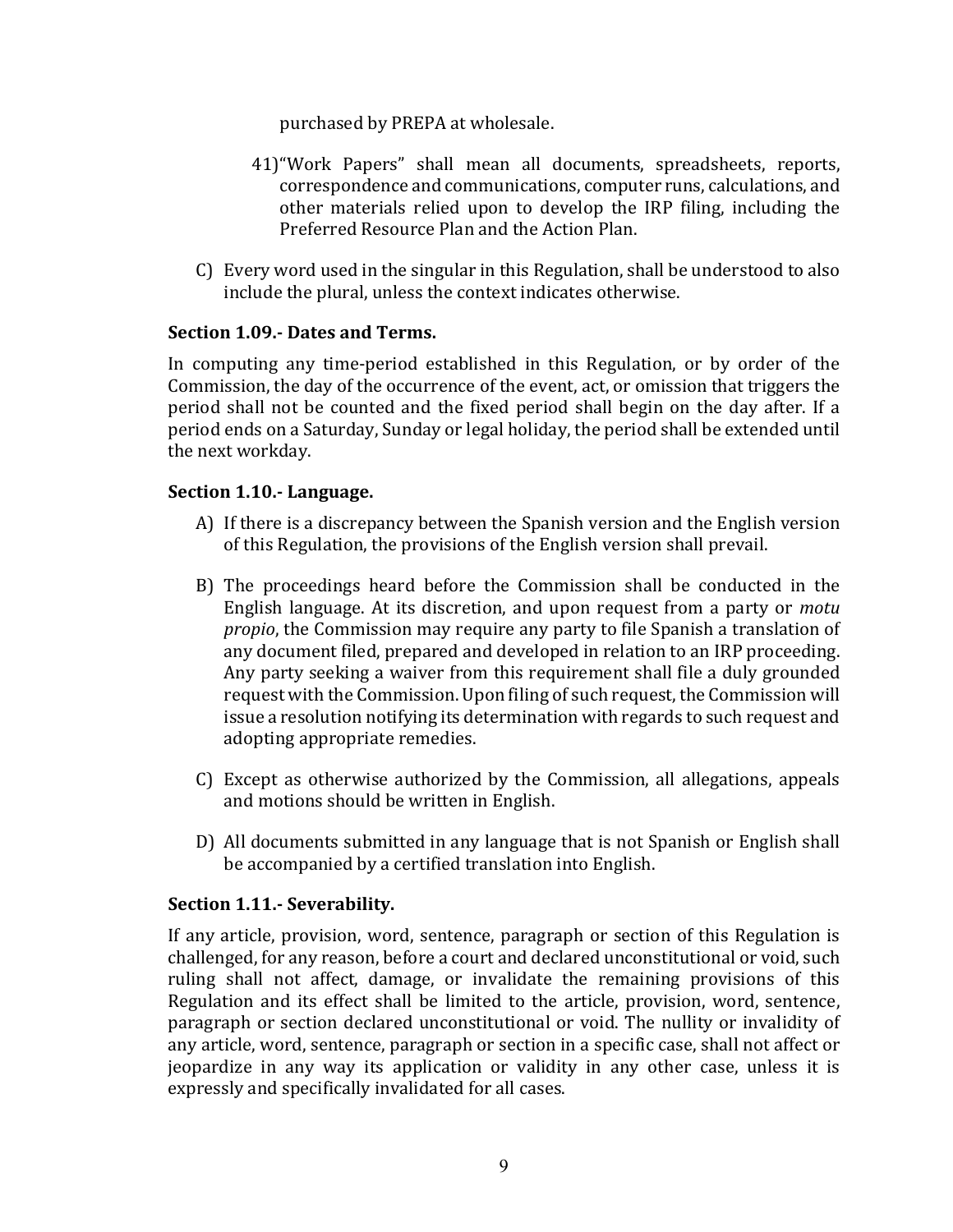purchased by PREPA at wholesale.

41) "Work Papers" shall mean all documents, spreadsheets, reports, correspondence and communications, computer runs, calculations, and other materials relied upon to develop the IRP filing, including the Preferred Resource Plan and the Action Plan.

C) Every word used in the singular in this Regulation, shall be understood to also include the plural, unless the context indicates otherwise.

### Section 1.09.- Dates and Terms.

In computing any time-period established in this Regulation, or by order of the Commission, the day of the occurrence of the event, act, or omission that triggers the period shall not be counted and the fixed period shall begin on the day after. If a period ends on a Saturday, Sunday or legal holiday, the period shall be extended until the next workday.

### Section 1.10.- Language.

A) If there is a discrepancy between the Spanish version and the English version of this Regulation, the provisions of the English version shall prevail.

B) The proceedings heard before the Commission shall be conducted in the English language. At its discretion, and upon request from a party or *motu propio*, the Commission may require any party to file Spanish a translation of any document filed, prepared and developed in relation to an IRP proceeding. Any party seeking a waiver from this requirement shall file a duly grounded request with the Commission. Upon filing of such request, the Commission will issue a resolution notifying its determination with regards to such request and adopting appropriate remedies.

C) Except as otherwise authorized by the Commission, all allegations, appeals and motions should be written in English.

D) All documents submitted in any language that is not Spanish or English shall be accompanied by a certified translation into English.

### Section 1.11.- Severability.

If any article, provision, word, sentence, paragraph or section of this Regulation is challenged, for any reason, before a court and declared unconstitutional or void, such ruling shall not affect, damage, or invalidate the remaining provisions of this Regulation and its effect shall be limited to the article, provision, word, sentence, paragraph or section declared unconstitutional or void. The nullity or invalidity of any article, word, sentence, paragraph or section in a specific case, shall not affect or jeopardize in any way its application or validity in any other case, unless it is expressly and specifically invalidated for all cases.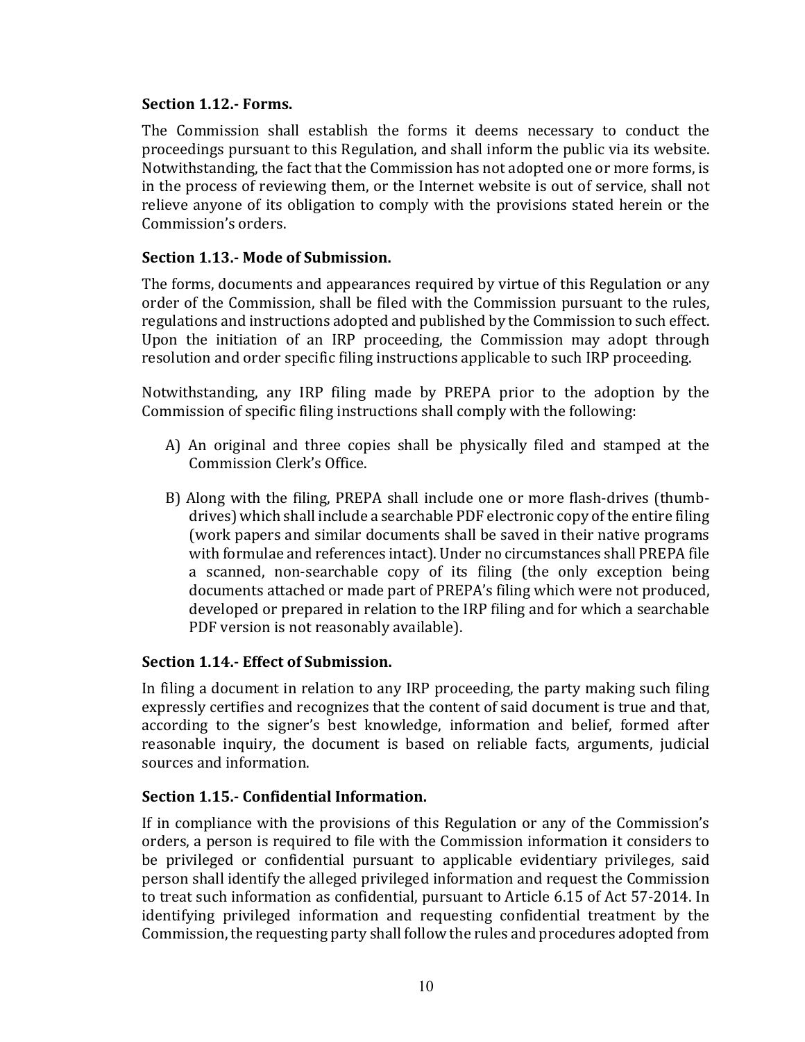**Section 1.12.- Forms.**

The Commission shall establish the forms it deems necessary to conduct the proceedings pursuant to this Regulation, and shall inform the public via its website. Notwithstanding, the fact that the Commission has not adopted one or more forms, is in the process of reviewing them, or the Internet website is out of service, shall not relieve anyone of its obligation to comply with the provisions stated herein or the Commission's orders.

**Section 1.13.- Mode of Submission.**

The forms, documents and appearances required by virtue of this Regulation or any order of the Commission, shall be filed with the Commission pursuant to the rules, regulations and instructions adopted and published by the Commission to such effect. Upon the initiation of an IRP proceeding, the Commission may adopt through resolution and order specific filing instructions applicable to such IRP proceeding.

Notwithstanding, any IRP filing made by PREPA prior to the adoption by the Commission of specific filing instructions shall comply with the following:

A) An original and three copies shall be physically filed and stamped at the Commission Clerk's Office.

B) Along with the filing, PREPA shall include one or more flash-drives (thumb-drives) which shall include a searchable PDF electronic copy of the entire filing (work papers and similar documents shall be saved in their native programs with formulae and references intact). Under no circumstances shall PREPA file a scanned, non-searchable copy of its filing (the only exception being documents attached or made part of PREPA's filing which were not produced, developed or prepared in relation to the IRP filing and for which a searchable PDF version is not reasonably available).

**Section 1.14.- Effect of Submission.**

In filing a document in relation to any IRP proceeding, the party making such filing expressly certifies and recognizes that the content of said document is true and that, according to the signer's best knowledge, information and belief, formed after reasonable inquiry, the document is based on reliable facts, arguments, judicial sources and information.

**Section 1.15.- Confidential Information.**

If in compliance with the provisions of this Regulation or any of the Commission's orders, a person is required to file with the Commission information it considers to be privileged or confidential pursuant to applicable evidentiary privileges, said person shall identify the alleged privileged information and request the Commission to treat such information as confidential, pursuant to Article 6.15 of Act 57-2014. In identifying privileged information and requesting confidential treatment by the Commission, the requesting party shall follow the rules and procedures adopted from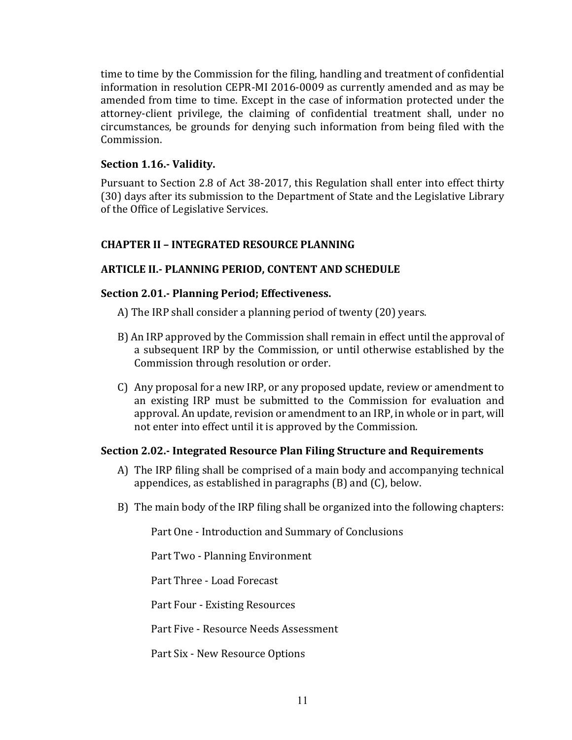time to time by the Commission for the filing, handling and treatment of confidential information in resolution CEPR-MI 2016-0009 as currently amended and as may be amended from time to time. Except in the case of information protected under the attorney-client privilege, the claiming of confidential treatment shall, under no circumstances, be grounds for denying such information from being filed with the Commission.

### Section 1.16.- Validity.

Pursuant to Section 2.8 of Act 38-2017, this Regulation shall enter into effect thirty (30) days after its submission to the Department of State and the Legislative Library of the Office of Legislative Services.

## CHAPTER II – INTEGRATED RESOURCE PLANNING

## ARTICLE II.- PLANNING PERIOD, CONTENT AND SCHEDULE

### Section 2.01.- Planning Period; Effectiveness.

A) The IRP shall consider a planning period of twenty (20) years.

B) An IRP approved by the Commission shall remain in effect until the approval of a subsequent IRP by the Commission, or until otherwise established by the Commission through resolution or order.

C) Any proposal for a new IRP, or any proposed update, review or amendment to an existing IRP must be submitted to the Commission for evaluation and approval. An update, revision or amendment to an IRP, in whole or in part, will not enter into effect until it is approved by the Commission.

### Section 2.02.- Integrated Resource Plan Filing Structure and Requirements

A) The IRP filing shall be comprised of a main body and accompanying technical appendices, as established in paragraphs (B) and (C), below.

B) The main body of the IRP filing shall be organized into the following chapters:

Part One - Introduction and Summary of Conclusions

Part Two - Planning Environment

Part Three - Load Forecast

Part Four - Existing Resources

Part Five - Resource Needs Assessment

Part Six - New Resource Options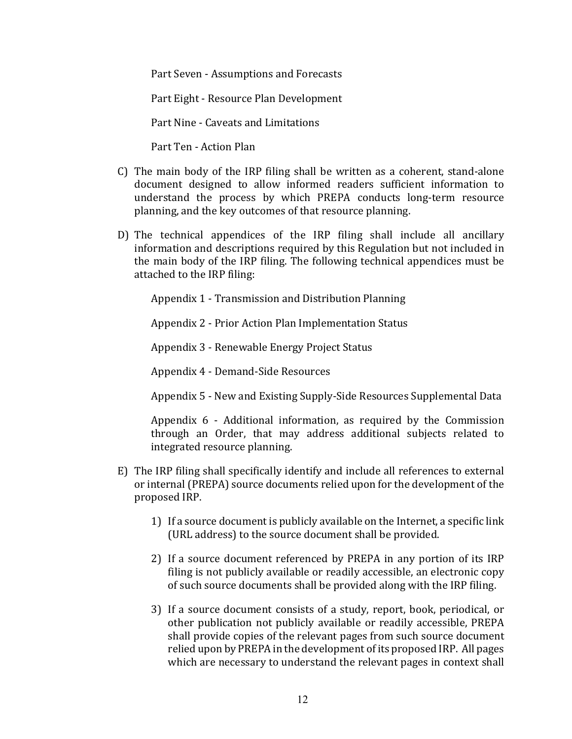Part Seven - Assumptions and Forecasts

Part Eight - Resource Plan Development

Part Nine - Caveats and Limitations

Part Ten - Action Plan

C) The main body of the IRP filing shall be written as a coherent, stand-alone document designed to allow informed readers sufficient information to understand the process by which PREPA conducts long-term resource planning, and the key outcomes of that resource planning.

D) The technical appendices of the IRP filing shall include all ancillary information and descriptions required by this Regulation but not included in the main body of the IRP filing. The following technical appendices must be attached to the IRP filing:

Appendix 1 - Transmission and Distribution Planning

Appendix 2 - Prior Action Plan Implementation Status

Appendix 3 - Renewable Energy Project Status

Appendix 4 - Demand-Side Resources

Appendix 5 - New and Existing Supply-Side Resources Supplemental Data

Appendix 6 - Additional information, as required by the Commission through an Order, that may address additional subjects related to integrated resource planning.

E) The IRP filing shall specifically identify and include all references to external or internal (PREPA) source documents relied upon for the development of the proposed IRP.

1) If a source document is publicly available on the Internet, a specific link (URL address) to the source document shall be provided.

2) If a source document referenced by PREPA in any portion of its IRP filing is not publicly available or readily accessible, an electronic copy of such source documents shall be provided along with the IRP filing.

3) If a source document consists of a study, report, book, periodical, or other publication not publicly available or readily accessible, PREPA shall provide copies of the relevant pages from such source document relied upon by PREPA in the development of its proposed IRP. All pages which are necessary to understand the relevant pages in context shall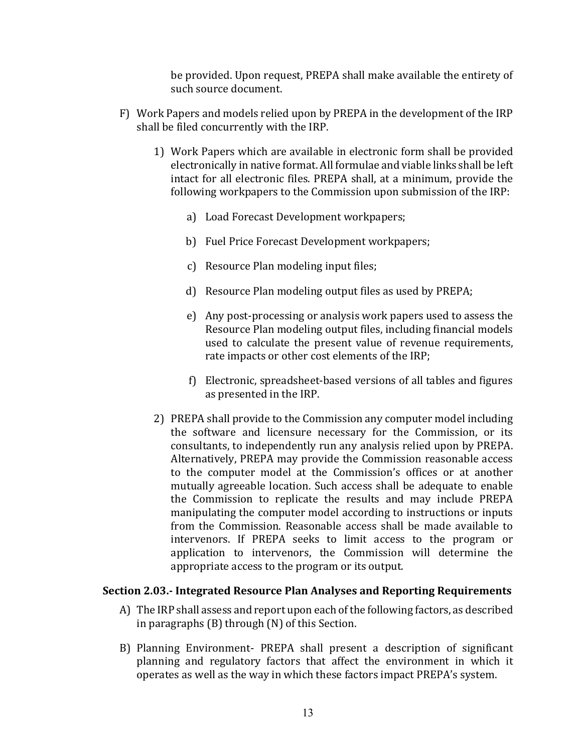be provided. Upon request, PREPA shall make available the entirety of such source document.

F) Work Papers and models relied upon by PREPA in the development of the IRP shall be filed concurrently with the IRP.

1) Work Papers which are available in electronic form shall be provided electronically in native format. All formulae and viable links shall be left intact for all electronic files. PREPA shall, at a minimum, provide the following workpapers to the Commission upon submission of the IRP:

a) Load Forecast Development workpapers;

b) Fuel Price Forecast Development workpapers;

c) Resource Plan modeling input files;

d) Resource Plan modeling output files as used by PREPA;

e) Any post-processing or analysis work papers used to assess the Resource Plan modeling output files, including financial models used to calculate the present value of revenue requirements, rate impacts or other cost elements of the IRP;

f) Electronic, spreadsheet-based versions of all tables and figures as presented in the IRP.

2) PREPA shall provide to the Commission any computer model including the software and licensure necessary for the Commission, or its consultants, to independently run any analysis relied upon by PREPA. Alternatively, PREPA may provide the Commission reasonable access to the computer model at the Commission's offices or at another mutually agreeable location. Such access shall be adequate to enable the Commission to replicate the results and may include PREPA manipulating the computer model according to instructions or inputs from the Commission. Reasonable access shall be made available to intervenors. If PREPA seeks to limit access to the program or application to intervenors, the Commission will determine the appropriate access to the program or its output.

**Section 2.03.- Integrated Resource Plan Analyses and Reporting Requirements**

A) The IRP shall assess and report upon each of the following factors, as described in paragraphs (B) through (N) of this Section.

B) Planning Environment- PREPA shall present a description of significant planning and regulatory factors that affect the environment in which it operates as well as the way in which these factors impact PREPA's system.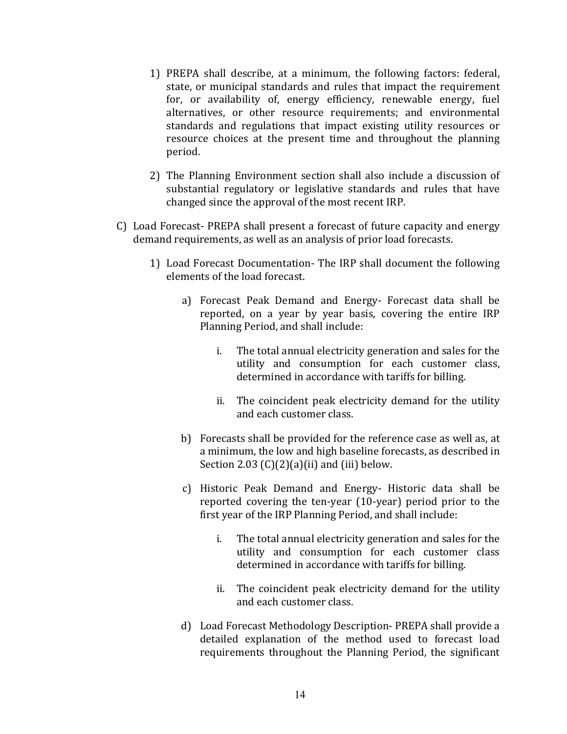1) PREPA shall describe, at a minimum, the following factors: federal, state, or municipal standards and rules that impact the requirement for, or availability of, energy efficiency, renewable energy, fuel alternatives, or other resource requirements; and environmental standards and regulations that impact existing utility resources or resource choices at the present time and throughout the planning period.

2) The Planning Environment section shall also include a discussion of substantial regulatory or legislative standards and rules that have changed since the approval of the most recent IRP.

C) Load Forecast- PREPA shall present a forecast of future capacity and energy demand requirements, as well as an analysis of prior load forecasts.

1) Load Forecast Documentation- The IRP shall document the following elements of the load forecast.

a) Forecast Peak Demand and Energy- Forecast data shall be reported, on a year by year basis, covering the entire IRP Planning Period, and shall include:

i. The total annual electricity generation and sales for the utility and consumption for each customer class, determined in accordance with tariffs for billing.

ii. The coincident peak electricity demand for the utility and each customer class.

b) Forecasts shall be provided for the reference case as well as, at a minimum, the low and high baseline forecasts, as described in Section 2.03 (C)(2)(a)(ii) and (iii) below.

c) Historic Peak Demand and Energy- Historic data shall be reported covering the ten-year (10-year) period prior to the first year of the IRP Planning Period, and shall include:

i. The total annual electricity generation and sales for the utility and consumption for each customer class determined in accordance with tariffs for billing.

ii. The coincident peak electricity demand for the utility and each customer class.

d) Load Forecast Methodology Description- PREPA shall provide a detailed explanation of the method used to forecast load requirements throughout the Planning Period, the significant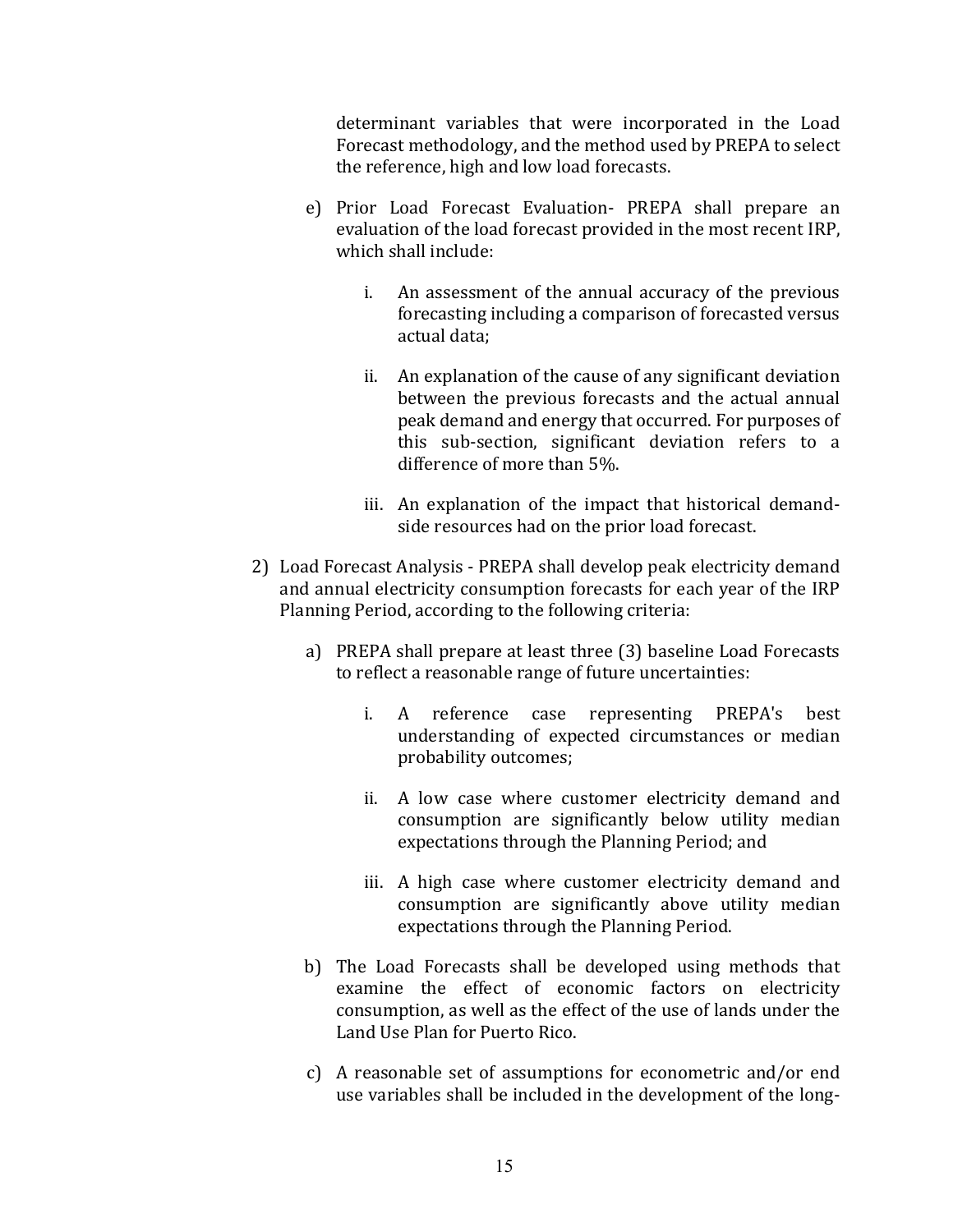determinant variables that were incorporated in the Load Forecast methodology, and the method used by PREPA to select the reference, high and low load forecasts.

e) Prior Load Forecast Evaluation- PREPA shall prepare an evaluation of the load forecast provided in the most recent IRP, which shall include:

i. An assessment of the annual accuracy of the previous forecasting including a comparison of forecasted versus actual data;

ii. An explanation of the cause of any significant deviation between the previous forecasts and the actual annual peak demand and energy that occurred. For purposes of this sub-section, significant deviation refers to a difference of more than 5%.

iii. An explanation of the impact that historical demand-side resources had on the prior load forecast.

2) Load Forecast Analysis - PREPA shall develop peak electricity demand and annual electricity consumption forecasts for each year of the IRP Planning Period, according to the following criteria:

a) PREPA shall prepare at least three (3) baseline Load Forecasts to reflect a reasonable range of future uncertainties:

i. A reference case representing PREPA's best understanding of expected circumstances or median probability outcomes;

ii. A low case where customer electricity demand and consumption are significantly below utility median expectations through the Planning Period; and

iii. A high case where customer electricity demand and consumption are significantly above utility median expectations through the Planning Period.

b) The Load Forecasts shall be developed using methods that examine the effect of economic factors on electricity consumption, as well as the effect of the use of lands under the Land Use Plan for Puerto Rico.

c) A reasonable set of assumptions for econometric and/or end use variables shall be included in the development of the long-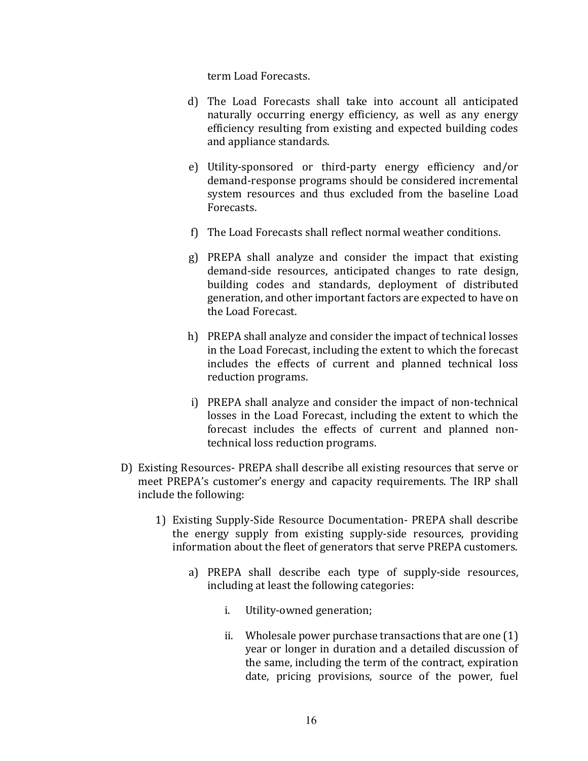term Load Forecasts.

d) The Load Forecasts shall take into account all anticipated naturally occurring energy efficiency, as well as any energy efficiency resulting from existing and expected building codes and appliance standards.

e) Utility-sponsored or third-party energy efficiency and/or demand-response programs should be considered incremental system resources and thus excluded from the baseline Load Forecasts.

f) The Load Forecasts shall reflect normal weather conditions.

g) PREPA shall analyze and consider the impact that existing demand-side resources, anticipated changes to rate design, building codes and standards, deployment of distributed generation, and other important factors are expected to have on the Load Forecast.

h) PREPA shall analyze and consider the impact of technical losses in the Load Forecast, including the extent to which the forecast includes the effects of current and planned technical loss reduction programs.

i) PREPA shall analyze and consider the impact of non-technical losses in the Load Forecast, including the extent to which the forecast includes the effects of current and planned non-technical loss reduction programs.

D) Existing Resources- PREPA shall describe all existing resources that serve or meet PREPA's customer's energy and capacity requirements. The IRP shall include the following:

1) Existing Supply-Side Resource Documentation- PREPA shall describe the energy supply from existing supply-side resources, providing information about the fleet of generators that serve PREPA customers.

a) PREPA shall describe each type of supply-side resources, including at least the following categories:

i. Utility-owned generation;

ii. Wholesale power purchase transactions that are one (1) year or longer in duration and a detailed discussion of the same, including the term of the contract, expiration date, pricing provisions, source of the power, fuel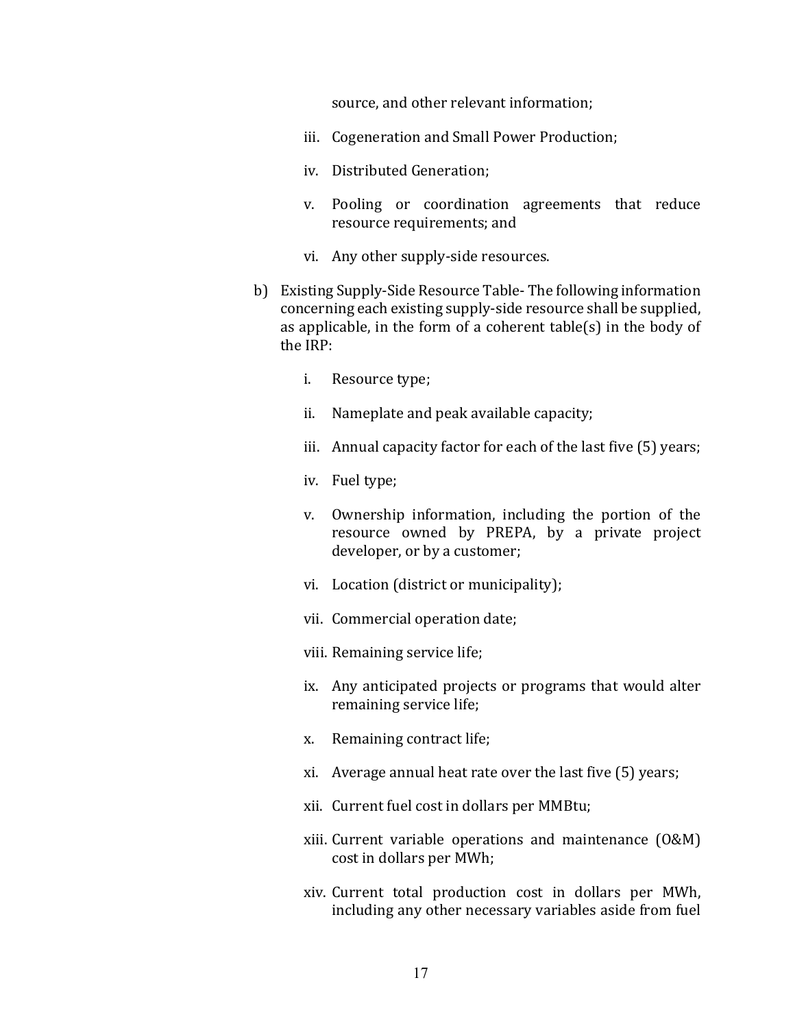source, and other relevant information;

iii. Cogeneration and Small Power Production;

iv. Distributed Generation;

v. Pooling or coordination agreements that reduce resource requirements; and

vi. Any other supply-side resources.

b) Existing Supply-Side Resource Table- The following information concerning each existing supply-side resource shall be supplied, as applicable, in the form of a coherent table(s) in the body of the IRP:

i. Resource type;

ii. Nameplate and peak available capacity;

iii. Annual capacity factor for each of the last five (5) years;

iv. Fuel type;

v. Ownership information, including the portion of the resource owned by PREPA, by a private project developer, or by a customer;

vi. Location (district or municipality);

vii. Commercial operation date;

viii. Remaining service life;

ix. Any anticipated projects or programs that would alter remaining service life;

x. Remaining contract life;

xi. Average annual heat rate over the last five (5) years;

xii. Current fuel cost in dollars per MMBtu;

xiii. Current variable operations and maintenance (O&M) cost in dollars per MWh;

xiv. Current total production cost in dollars per MWh, including any other necessary variables aside from fuel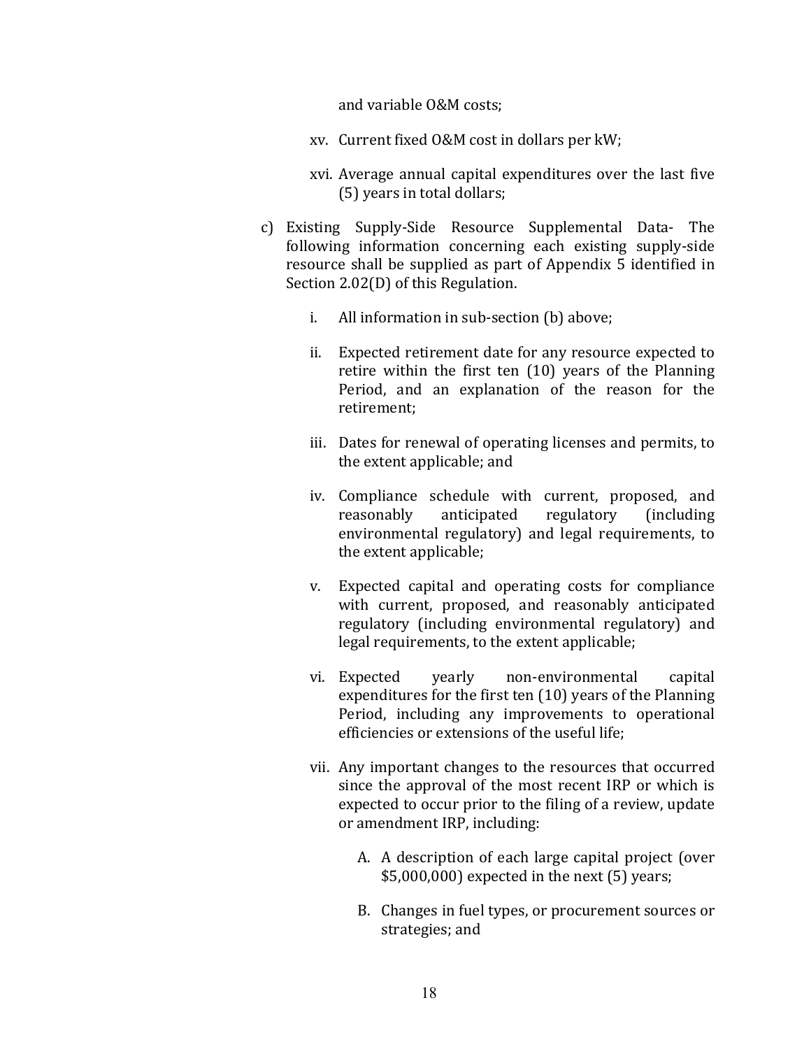and variable O&M costs;

xv. Current fixed O&M cost in dollars per kW;

xvi. Average annual capital expenditures over the last five (5) years in total dollars;

c) Existing Supply-Side Resource Supplemental Data- The following information concerning each existing supply-side resource shall be supplied as part of Appendix 5 identified in Section 2.02(D) of this Regulation.

i. All information in sub-section (b) above;

ii. Expected retirement date for any resource expected to retire within the first ten (10) years of the Planning Period, and an explanation of the reason for the retirement;

iii. Dates for renewal of operating licenses and permits, to the extent applicable; and

iv. Compliance schedule with current, proposed, and reasonably anticipated regulatory (including environmental regulatory) and legal requirements, to the extent applicable;

v. Expected capital and operating costs for compliance with current, proposed, and reasonably anticipated regulatory (including environmental regulatory) and legal requirements, to the extent applicable;

vi. Expected yearly non-environmental capital expenditures for the first ten (10) years of the Planning Period, including any improvements to operational efficiencies or extensions of the useful life;

vii. Any important changes to the resources that occurred since the approval of the most recent IRP or which is expected to occur prior to the filing of a review, update or amendment IRP, including:

A. A description of each large capital project (over $5,000,000) expected in the next (5) years;

B. Changes in fuel types, or procurement sources or strategies; and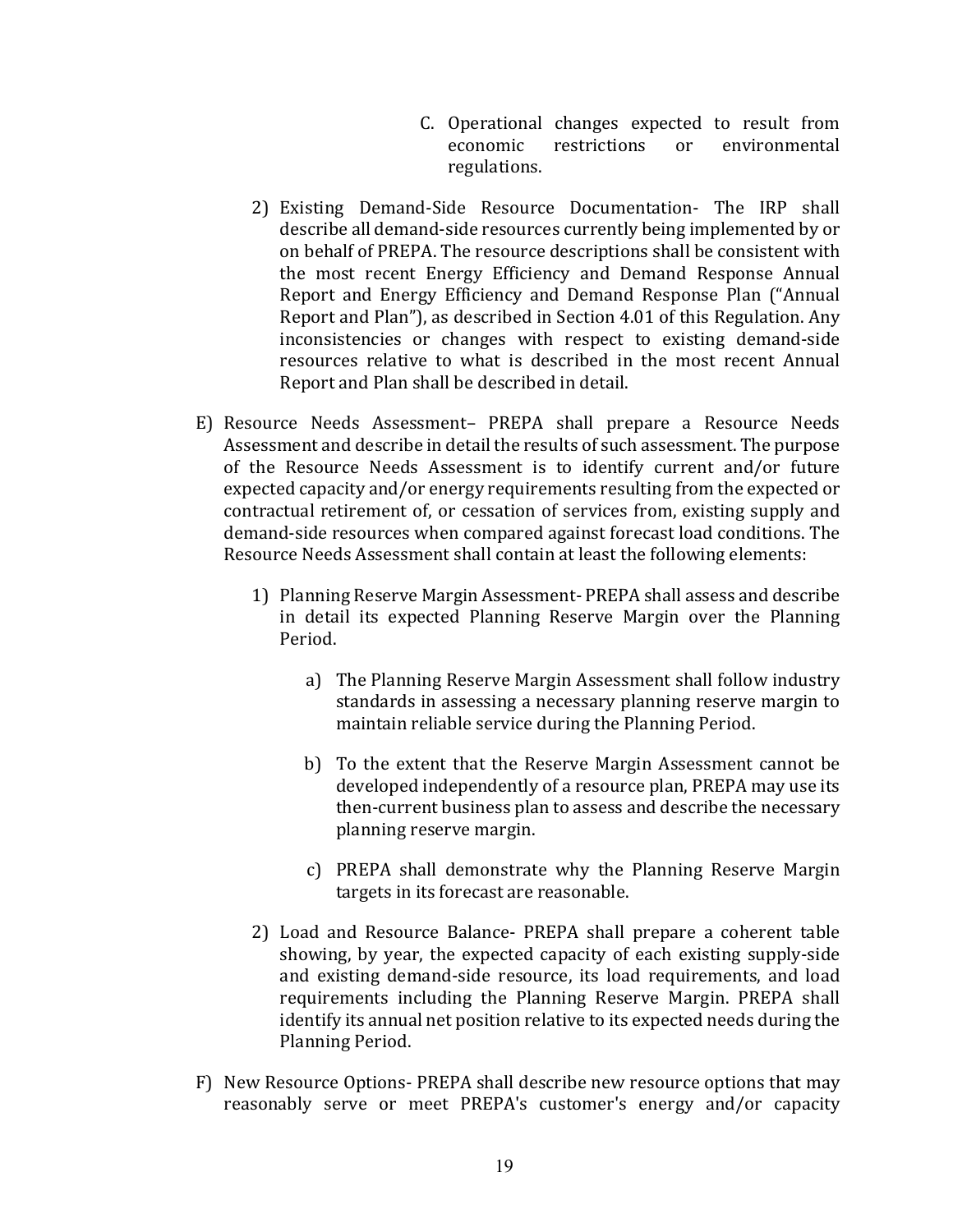C. Operational changes expected to result from economic restrictions or environmental regulations.

2) Existing Demand-Side Resource Documentation- The IRP shall describe all demand-side resources currently being implemented by or on behalf of PREPA. The resource descriptions shall be consistent with the most recent Energy Efficiency and Demand Response Annual Report and Energy Efficiency and Demand Response Plan ("Annual Report and Plan"), as described in Section 4.01 of this Regulation. Any inconsistencies or changes with respect to existing demand-side resources relative to what is described in the most recent Annual Report and Plan shall be described in detail.

E) Resource Needs Assessment– PREPA shall prepare a Resource Needs Assessment and describe in detail the results of such assessment. The purpose of the Resource Needs Assessment is to identify current and/or future expected capacity and/or energy requirements resulting from the expected or contractual retirement of, or cessation of services from, existing supply and demand-side resources when compared against forecast load conditions. The Resource Needs Assessment shall contain at least the following elements:

1) Planning Reserve Margin Assessment- PREPA shall assess and describe in detail its expected Planning Reserve Margin over the Planning Period.

a) The Planning Reserve Margin Assessment shall follow industry standards in assessing a necessary planning reserve margin to maintain reliable service during the Planning Period.

b) To the extent that the Reserve Margin Assessment cannot be developed independently of a resource plan, PREPA may use its then-current business plan to assess and describe the necessary planning reserve margin.

c) PREPA shall demonstrate why the Planning Reserve Margin targets in its forecast are reasonable.

2) Load and Resource Balance- PREPA shall prepare a coherent table showing, by year, the expected capacity of each existing supply-side and existing demand-side resource, its load requirements, and load requirements including the Planning Reserve Margin. PREPA shall identify its annual net position relative to its expected needs during the Planning Period.

F) New Resource Options- PREPA shall describe new resource options that may reasonably serve or meet PREPA's customer's energy and/or capacity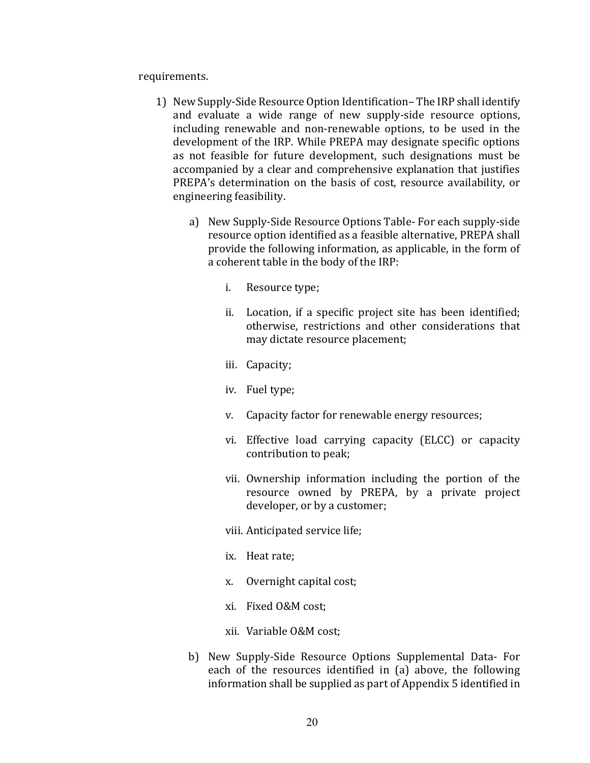requirements.

1) New Supply-Side Resource Option Identification– The IRP shall identify and evaluate a wide range of new supply-side resource options, including renewable and non-renewable options, to be used in the development of the IRP. While PREPA may designate specific options as not feasible for future development, such designations must be accompanied by a clear and comprehensive explanation that justifies PREPA's determination on the basis of cost, resource availability, or engineering feasibility.

    a) New Supply-Side Resource Options Table- For each supply-side resource option identified as a feasible alternative, PREPA shall provide the following information, as applicable, in the form of a coherent table in the body of the IRP:

        i. Resource type;

        ii. Location, if a specific project site has been identified; otherwise, restrictions and other considerations that may dictate resource placement;

        iii. Capacity;

        iv. Fuel type;

        v. Capacity factor for renewable energy resources;

        vi. Effective load carrying capacity (ELCC) or capacity contribution to peak;

        vii. Ownership information including the portion of the resource owned by PREPA, by a private project developer, or by a customer;

        viii. Anticipated service life;

        ix. Heat rate;

        x. Overnight capital cost;

        xi. Fixed O&M cost;

        xii. Variable O&M cost;

    b) New Supply-Side Resource Options Supplemental Data- For each of the resources identified in (a) above, the following information shall be supplied as part of Appendix 5 identified in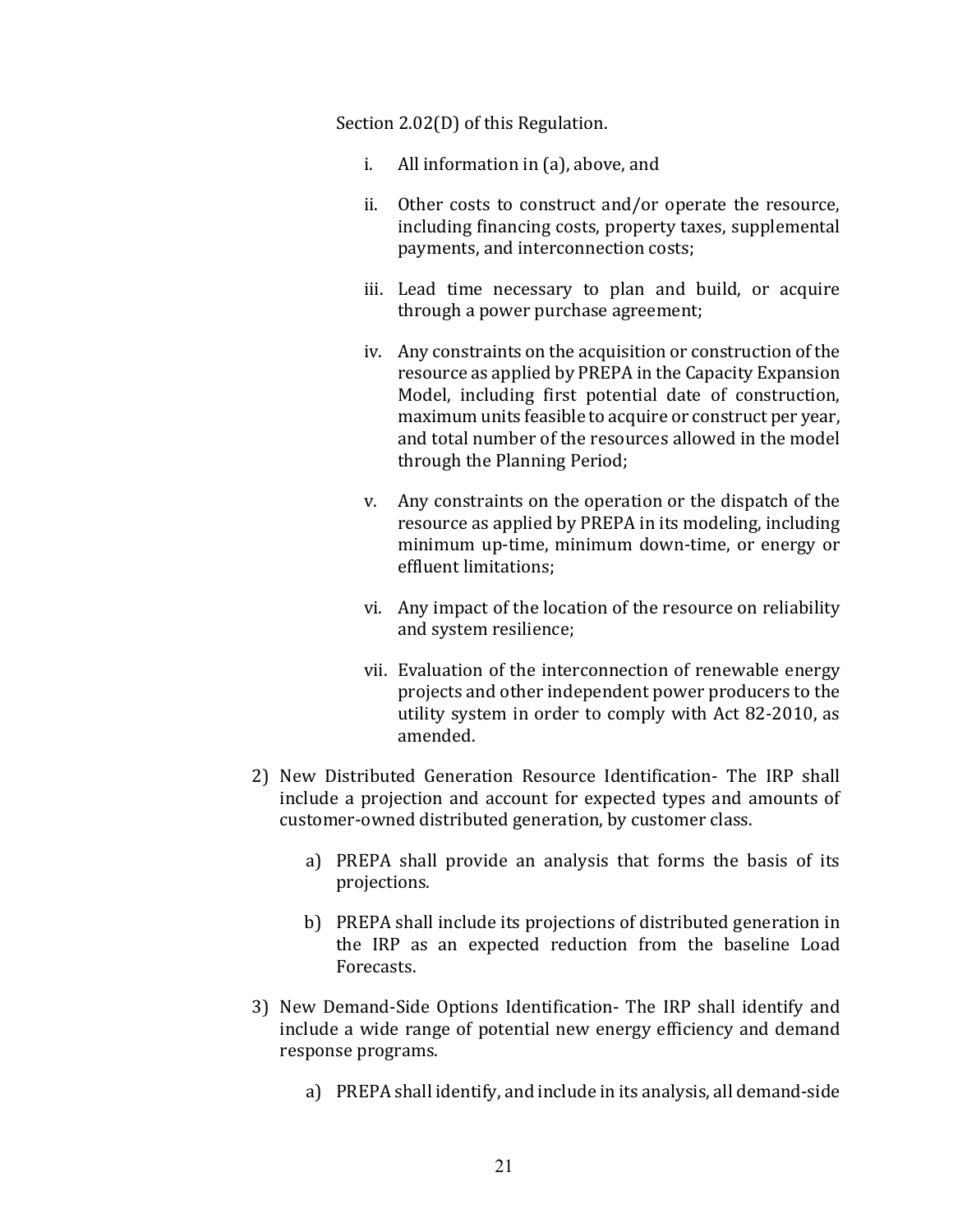Section 2.02(D) of this Regulation.

i. All information in (a), above, and

ii. Other costs to construct and/or operate the resource, including financing costs, property taxes, supplemental payments, and interconnection costs;

iii. Lead time necessary to plan and build, or acquire through a power purchase agreement;

iv. Any constraints on the acquisition or construction of the resource as applied by PREPA in the Capacity Expansion Model, including first potential date of construction, maximum units feasible to acquire or construct per year, and total number of the resources allowed in the model through the Planning Period;

v. Any constraints on the operation or the dispatch of the resource as applied by PREPA in its modeling, including minimum up-time, minimum down-time, or energy or effluent limitations;

vi. Any impact of the location of the resource on reliability and system resilience;

vii. Evaluation of the interconnection of renewable energy projects and other independent power producers to the utility system in order to comply with Act 82-2010, as amended.

2) New Distributed Generation Resource Identification- The IRP shall include a projection and account for expected types and amounts of customer-owned distributed generation, by customer class.

   a) PREPA shall provide an analysis that forms the basis of its projections.

   b) PREPA shall include its projections of distributed generation in the IRP as an expected reduction from the baseline Load Forecasts.

3) New Demand-Side Options Identification- The IRP shall identify and include a wide range of potential new energy efficiency and demand response programs.

   a) PREPA shall identify, and include in its analysis, all demand-side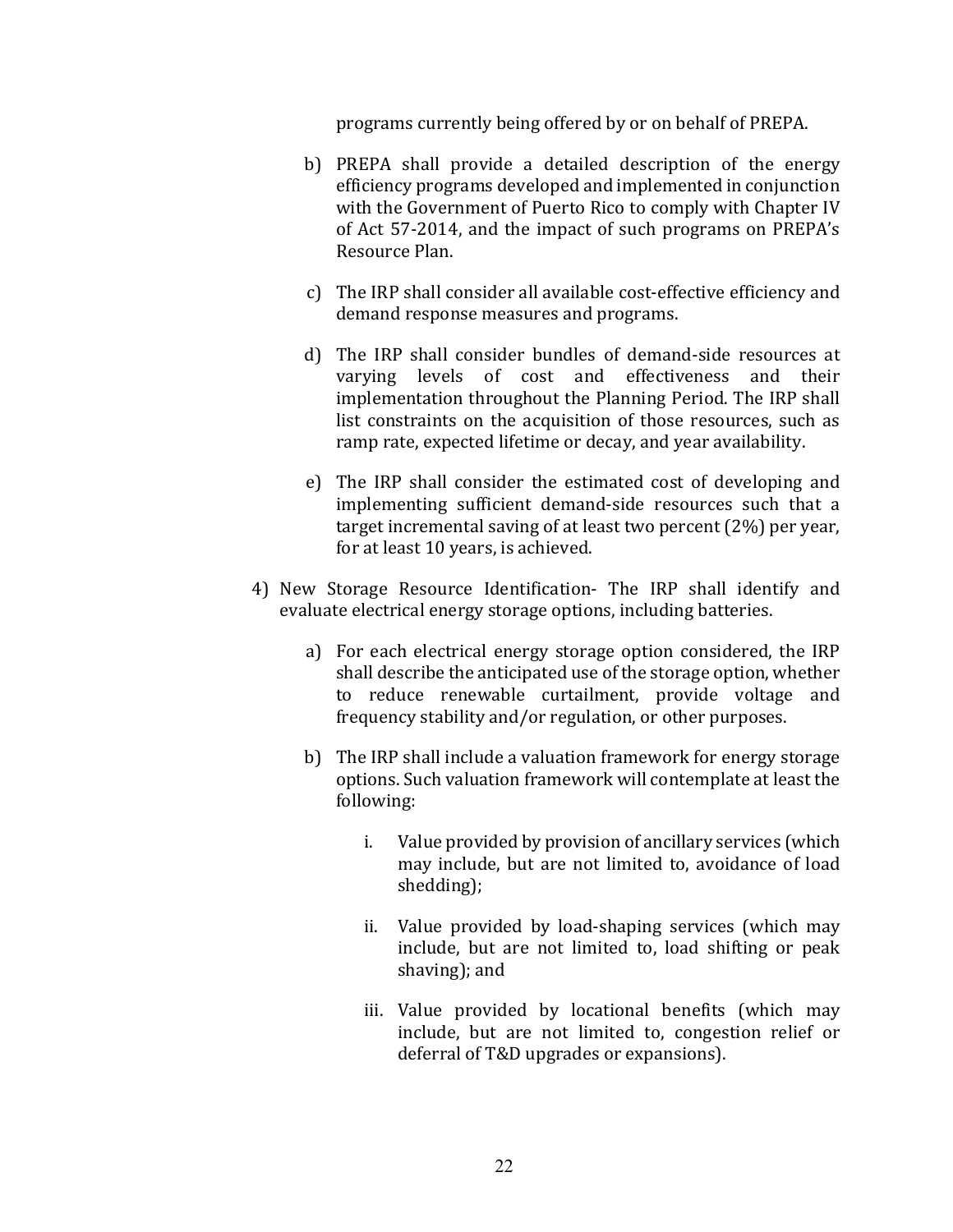programs currently being offered by or on behalf of PREPA.

b) PREPA shall provide a detailed description of the energy efficiency programs developed and implemented in conjunction with the Government of Puerto Rico to comply with Chapter IV of Act 57-2014, and the impact of such programs on PREPA's Resource Plan.

c) The IRP shall consider all available cost-effective efficiency and demand response measures and programs.

d) The IRP shall consider bundles of demand-side resources at varying levels of cost and effectiveness and their implementation throughout the Planning Period. The IRP shall list constraints on the acquisition of those resources, such as ramp rate, expected lifetime or decay, and year availability.

e) The IRP shall consider the estimated cost of developing and implementing sufficient demand-side resources such that a target incremental saving of at least two percent (2%) per year, for at least 10 years, is achieved.

4) New Storage Resource Identification- The IRP shall identify and evaluate electrical energy storage options, including batteries.

   a) For each electrical energy storage option considered, the IRP shall describe the anticipated use of the storage option, whether to reduce renewable curtailment, provide voltage and frequency stability and/or regulation, or other purposes.

   b) The IRP shall include a valuation framework for energy storage options. Such valuation framework will contemplate at least the following:

      i. Value provided by provision of ancillary services (which may include, but are not limited to, avoidance of load shedding);

      ii. Value provided by load-shaping services (which may include, but are not limited to, load shifting or peak shaving); and

      iii. Value provided by locational benefits (which may include, but are not limited to, congestion relief or deferral of T&D upgrades or expansions).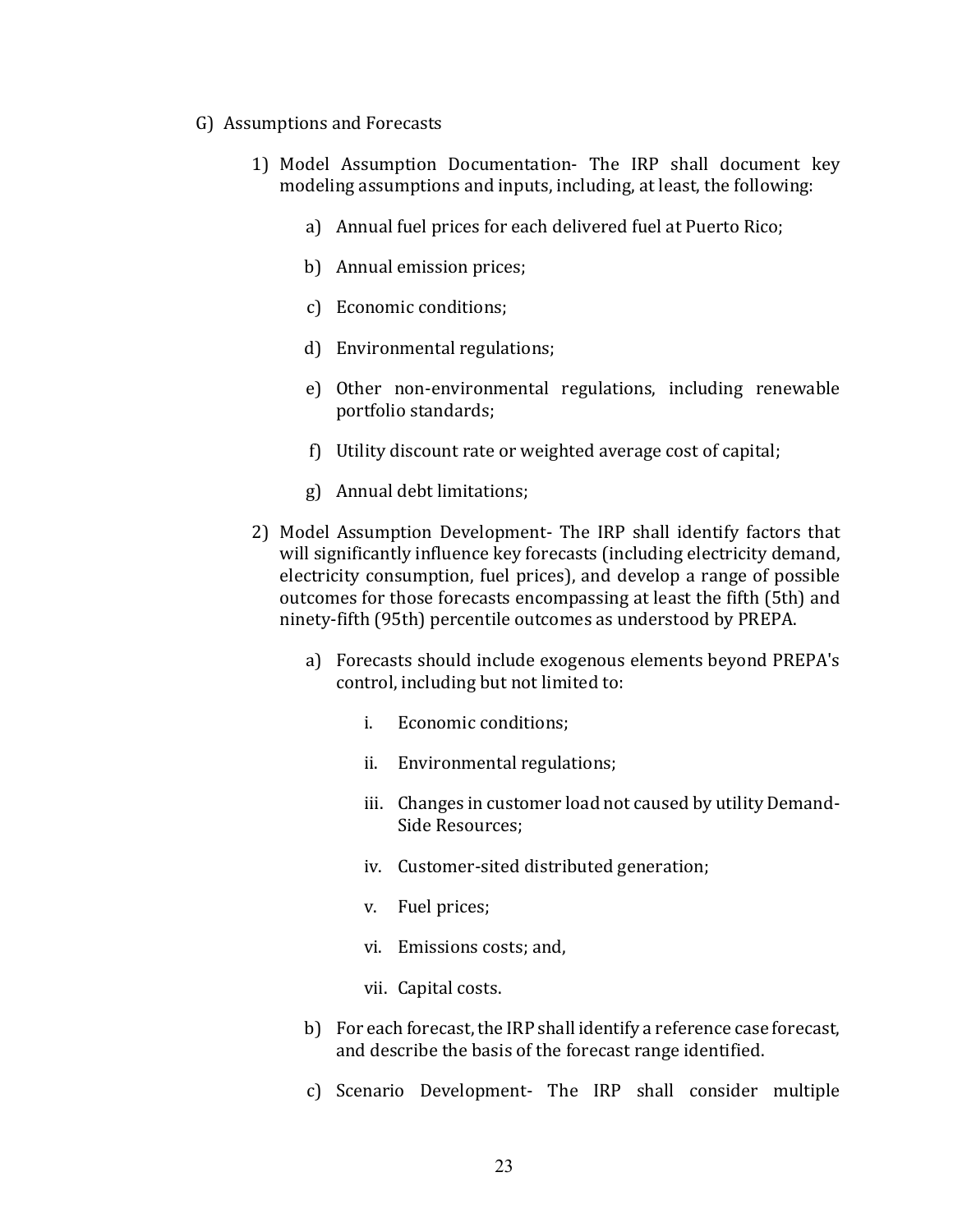G) Assumptions and Forecasts

1) Model Assumption Documentation- The IRP shall document key modeling assumptions and inputs, including, at least, the following:

   a) Annual fuel prices for each delivered fuel at Puerto Rico;

   b) Annual emission prices;

   c) Economic conditions;

   d) Environmental regulations;

   e) Other non-environmental regulations, including renewable portfolio standards;

   f) Utility discount rate or weighted average cost of capital;

   g) Annual debt limitations;

2) Model Assumption Development- The IRP shall identify factors that will significantly influence key forecasts (including electricity demand, electricity consumption, fuel prices), and develop a range of possible outcomes for those forecasts encompassing at least the fifth (5th) and ninety-fifth (95th) percentile outcomes as understood by PREPA.

   a) Forecasts should include exogenous elements beyond PREPA's control, including but not limited to:

      i. Economic conditions;

      ii. Environmental regulations;

      iii. Changes in customer load not caused by utility Demand-Side Resources;

      iv. Customer-sited distributed generation;

      v. Fuel prices;

      vi. Emissions costs; and,

      vii. Capital costs.

   b) For each forecast, the IRP shall identify a reference case forecast, and describe the basis of the forecast range identified.

   c) Scenario Development- The IRP shall consider multiple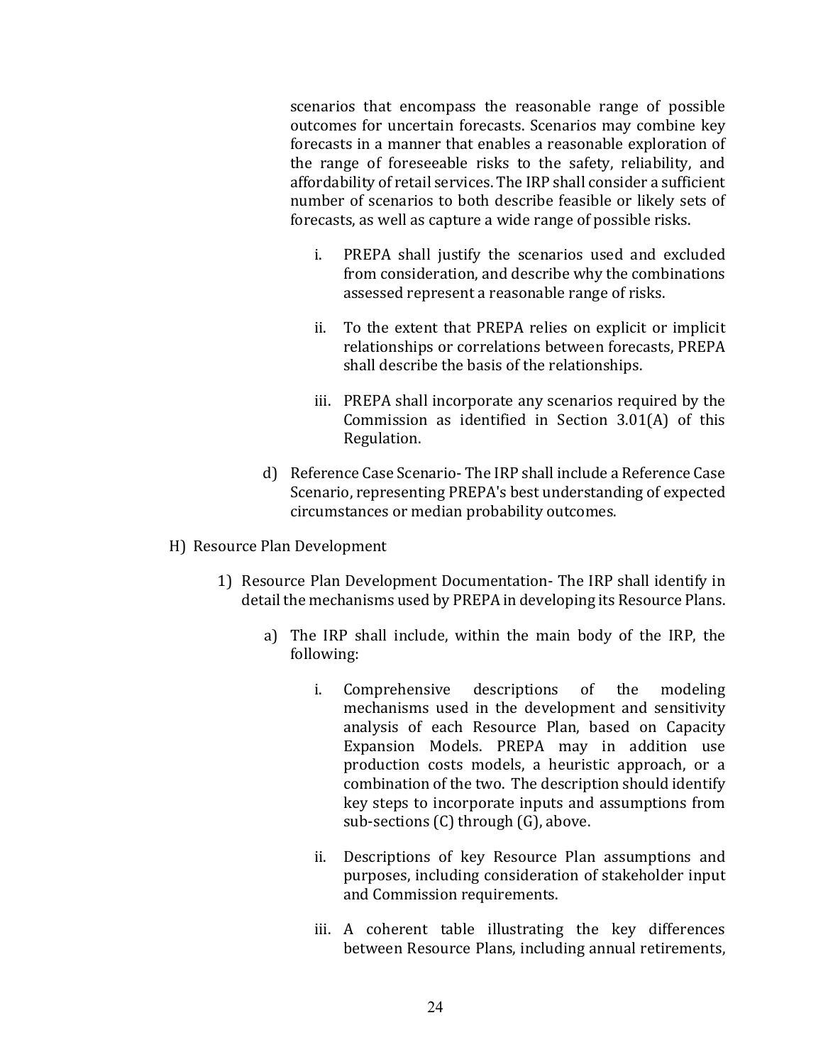scenarios that encompass the reasonable range of possible outcomes for uncertain forecasts. Scenarios may combine key forecasts in a manner that enables a reasonable exploration of the range of foreseeable risks to the safety, reliability, and affordability of retail services. The IRP shall consider a sufficient number of scenarios to both describe feasible or likely sets of forecasts, as well as capture a wide range of possible risks.

i. PREPA shall justify the scenarios used and excluded from consideration, and describe why the combinations assessed represent a reasonable range of risks.

ii. To the extent that PREPA relies on explicit or implicit relationships or correlations between forecasts, PREPA shall describe the basis of the relationships.

iii. PREPA shall incorporate any scenarios required by the Commission as identified in Section 3.01(A) of this Regulation.

d) Reference Case Scenario- The IRP shall include a Reference Case Scenario, representing PREPA's best understanding of expected circumstances or median probability outcomes.

H) Resource Plan Development

1) Resource Plan Development Documentation- The IRP shall identify in detail the mechanisms used by PREPA in developing its Resource Plans.

a) The IRP shall include, within the main body of the IRP, the following:

i. Comprehensive descriptions of the modeling mechanisms used in the development and sensitivity analysis of each Resource Plan, based on Capacity Expansion Models. PREPA may in addition use production costs models, a heuristic approach, or a combination of the two. The description should identify key steps to incorporate inputs and assumptions from sub-sections (C) through (G), above.

ii. Descriptions of key Resource Plan assumptions and purposes, including consideration of stakeholder input and Commission requirements.

iii. A coherent table illustrating the key differences between Resource Plans, including annual retirements,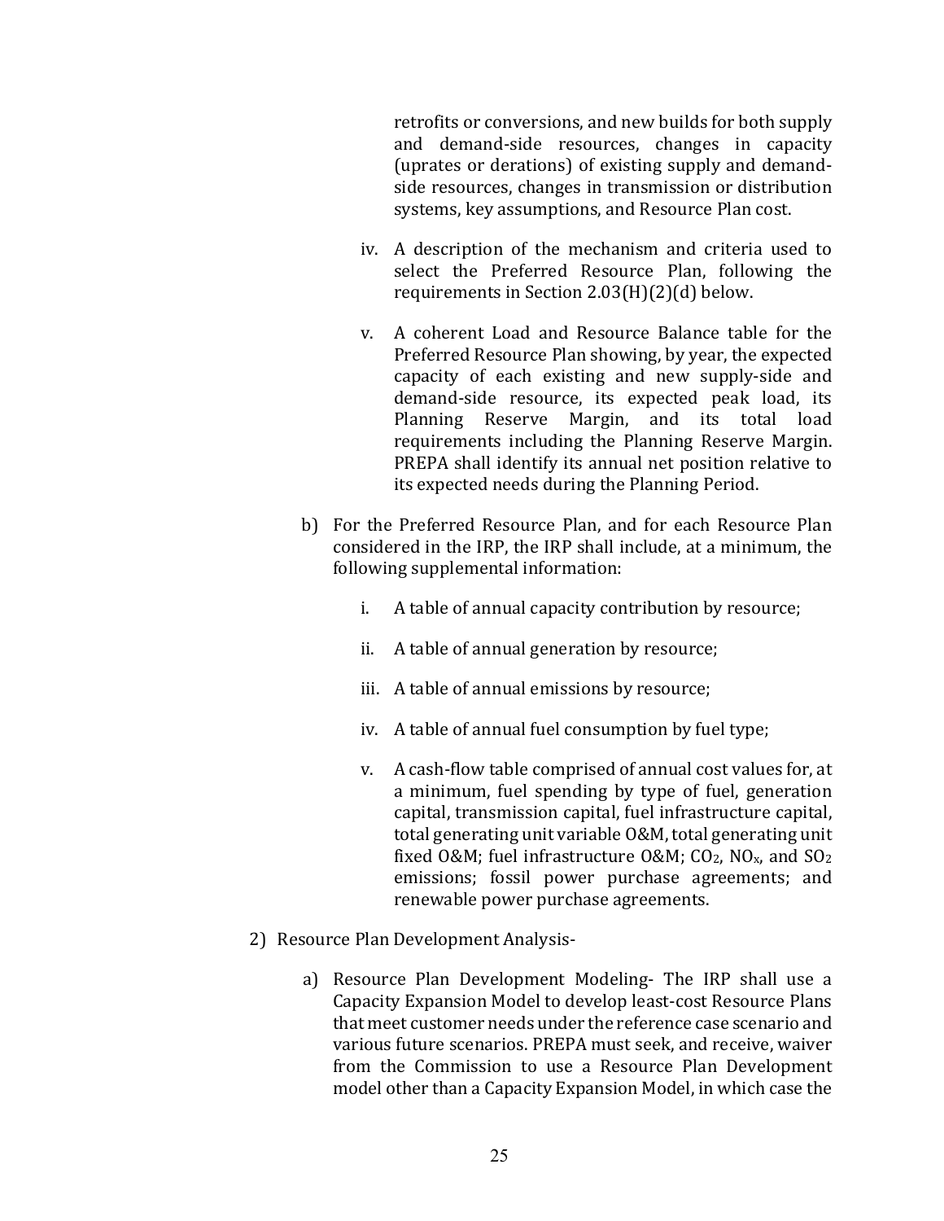retrofits or conversions, and new builds for both supply and demand-side resources, changes in capacity (uprates or derations) of existing supply and demand-side resources, changes in transmission or distribution systems, key assumptions, and Resource Plan cost.

iv. A description of the mechanism and criteria used to select the Preferred Resource Plan, following the requirements in Section 2.03(H)(2)(d) below.

v. A coherent Load and Resource Balance table for the Preferred Resource Plan showing, by year, the expected capacity of each existing and new supply-side and demand-side resource, its expected peak load, its Planning Reserve Margin, and its total load requirements including the Planning Reserve Margin. PREPA shall identify its annual net position relative to its expected needs during the Planning Period.

b) For the Preferred Resource Plan, and for each Resource Plan considered in the IRP, the IRP shall include, at a minimum, the following supplemental information:

i. A table of annual capacity contribution by resource;

ii. A table of annual generation by resource;

iii. A table of annual emissions by resource;

iv. A table of annual fuel consumption by fuel type;

v. A cash-flow table comprised of annual cost values for, at a minimum, fuel spending by type of fuel, generation capital, transmission capital, fuel infrastructure capital, total generating unit variable O&M, total generating unit fixed O&M; fuel infrastructure O&M; $CO_2$, $NO_x$, and $SO_2$ emissions; fossil power purchase agreements; and renewable power purchase agreements.

2) Resource Plan Development Analysis-

a) Resource Plan Development Modeling- The IRP shall use a Capacity Expansion Model to develop least-cost Resource Plans that meet customer needs under the reference case scenario and various future scenarios. PREPA must seek, and receive, waiver from the Commission to use a Resource Plan Development model other than a Capacity Expansion Model, in which case the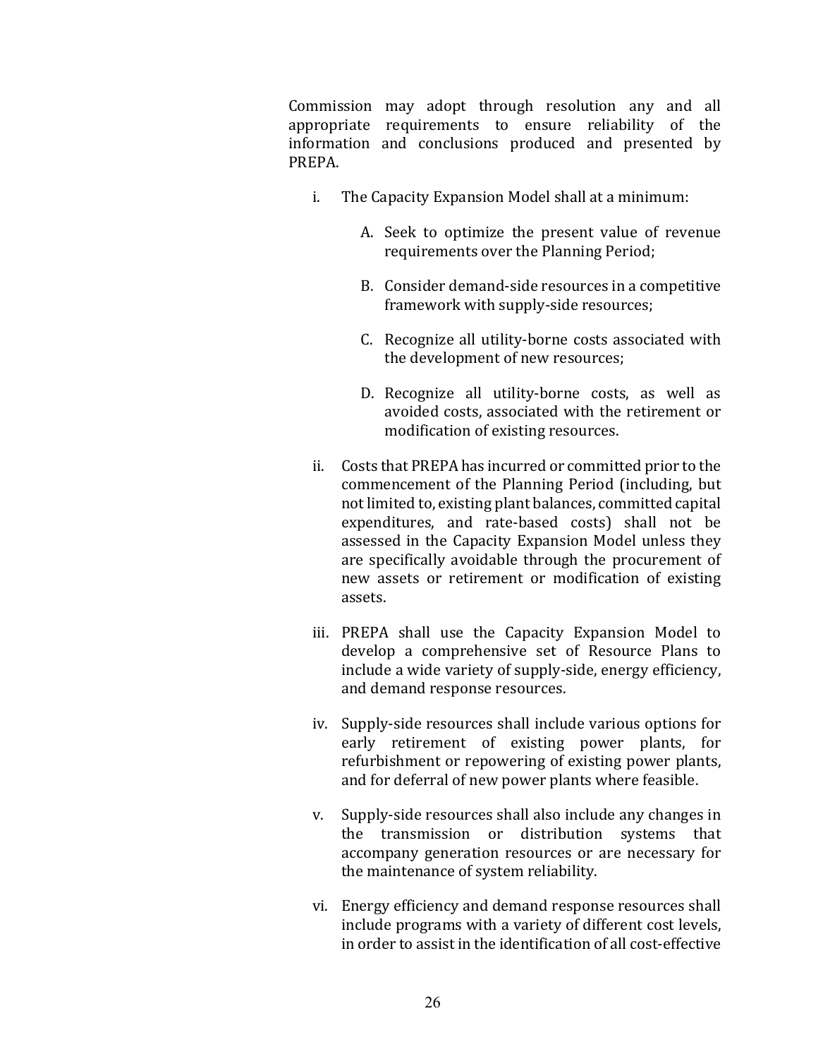Commission may adopt through resolution any and all appropriate requirements to ensure reliability of the information and conclusions produced and presented by PREPA.

i. The Capacity Expansion Model shall at a minimum:

   A. Seek to optimize the present value of revenue requirements over the Planning Period;

   B. Consider demand-side resources in a competitive framework with supply-side resources;

   C. Recognize all utility-borne costs associated with the development of new resources;

   D. Recognize all utility-borne costs, as well as avoided costs, associated with the retirement or modification of existing resources.

ii. Costs that PREPA has incurred or committed prior to the commencement of the Planning Period (including, but not limited to, existing plant balances, committed capital expenditures, and rate-based costs) shall not be assessed in the Capacity Expansion Model unless they are specifically avoidable through the procurement of new assets or retirement or modification of existing assets.

iii. PREPA shall use the Capacity Expansion Model to develop a comprehensive set of Resource Plans to include a wide variety of supply-side, energy efficiency, and demand response resources.

iv. Supply-side resources shall include various options for early retirement of existing power plants, for refurbishment or repowering of existing power plants, and for deferral of new power plants where feasible.

v. Supply-side resources shall also include any changes in the transmission or distribution systems that accompany generation resources or are necessary for the maintenance of system reliability.

vi. Energy efficiency and demand response resources shall include programs with a variety of different cost levels, in order to assist in the identification of all cost-effective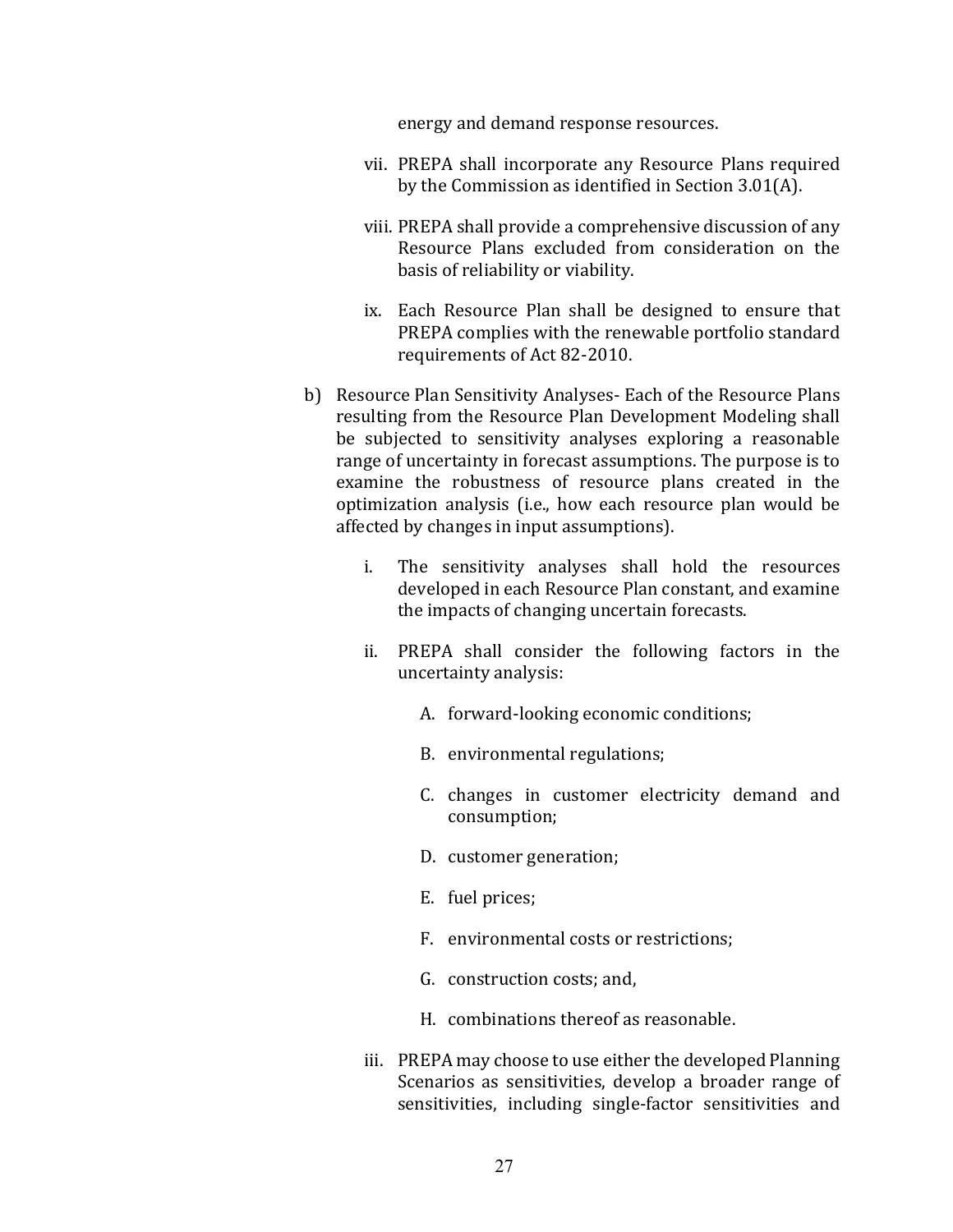energy and demand response resources.

vii. PREPA shall incorporate any Resource Plans required by the Commission as identified in Section 3.01(A).

viii. PREPA shall provide a comprehensive discussion of any Resource Plans excluded from consideration on the basis of reliability or viability.

ix. Each Resource Plan shall be designed to ensure that PREPA complies with the renewable portfolio standard requirements of Act 82-2010.

b) Resource Plan Sensitivity Analyses- Each of the Resource Plans resulting from the Resource Plan Development Modeling shall be subjected to sensitivity analyses exploring a reasonable range of uncertainty in forecast assumptions. The purpose is to examine the robustness of resource plans created in the optimization analysis (i.e., how each resource plan would be affected by changes in input assumptions).

   i. The sensitivity analyses shall hold the resources developed in each Resource Plan constant, and examine the impacts of changing uncertain forecasts.

   ii. PREPA shall consider the following factors in the uncertainty analysis:

      A. forward-looking economic conditions;

      B. environmental regulations;

      C. changes in customer electricity demand and consumption;

      D. customer generation;

      E. fuel prices;

      F. environmental costs or restrictions;

      G. construction costs; and,

      H. combinations thereof as reasonable.

   iii. PREPA may choose to use either the developed Planning Scenarios as sensitivities, develop a broader range of sensitivities, including single-factor sensitivities and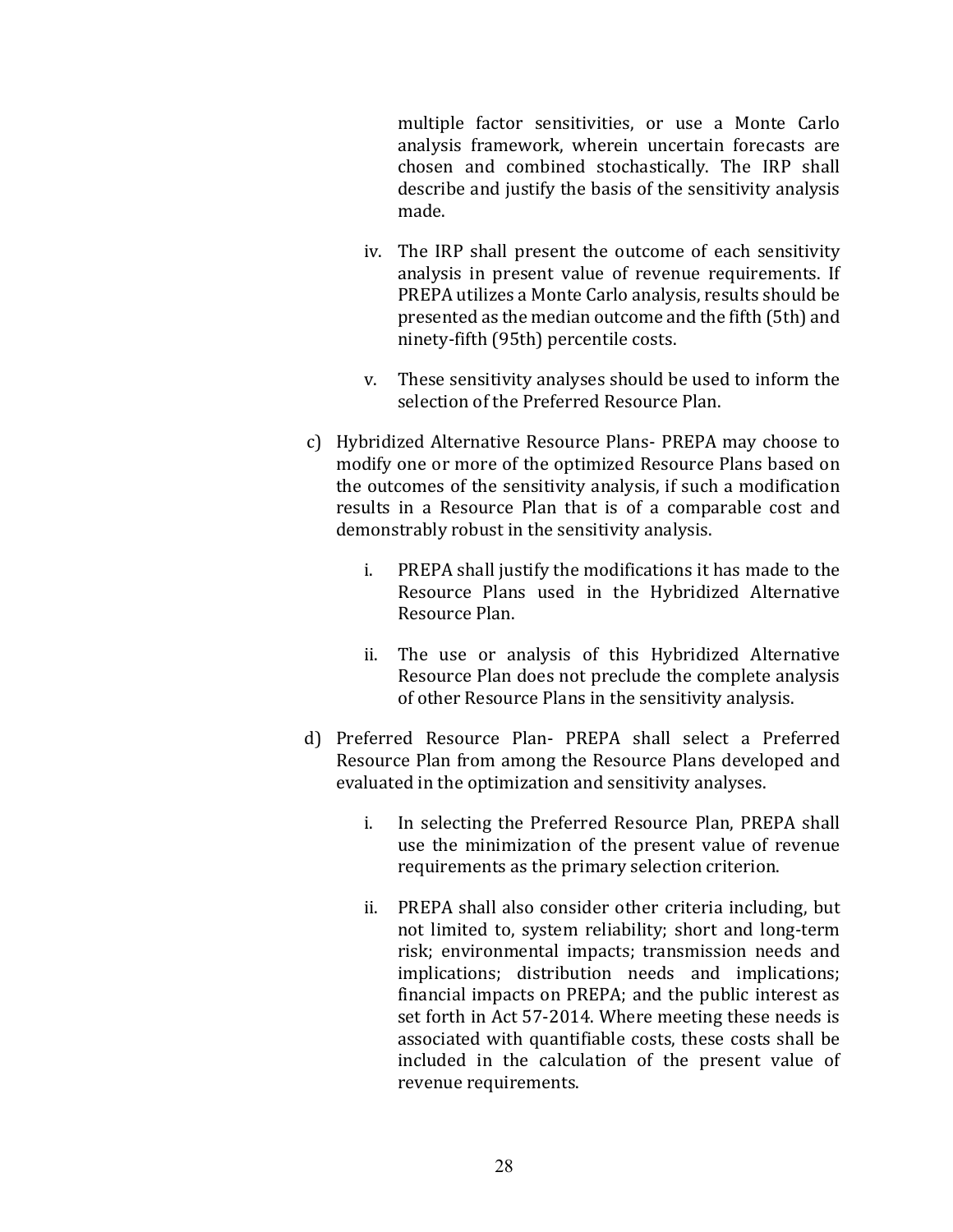multiple factor sensitivities, or use a Monte Carlo analysis framework, wherein uncertain forecasts are chosen and combined stochastically. The IRP shall describe and justify the basis of the sensitivity analysis made.

iv. The IRP shall present the outcome of each sensitivity analysis in present value of revenue requirements. If PREPA utilizes a Monte Carlo analysis, results should be presented as the median outcome and the fifth (5th) and ninety-fifth (95th) percentile costs.

v. These sensitivity analyses should be used to inform the selection of the Preferred Resource Plan.

c) Hybridized Alternative Resource Plans- PREPA may choose to modify one or more of the optimized Resource Plans based on the outcomes of the sensitivity analysis, if such a modification results in a Resource Plan that is of a comparable cost and demonstrably robust in the sensitivity analysis.

   i. PREPA shall justify the modifications it has made to the Resource Plans used in the Hybridized Alternative Resource Plan.

   ii. The use or analysis of this Hybridized Alternative Resource Plan does not preclude the complete analysis of other Resource Plans in the sensitivity analysis.

d) Preferred Resource Plan- PREPA shall select a Preferred Resource Plan from among the Resource Plans developed and evaluated in the optimization and sensitivity analyses.

   i. In selecting the Preferred Resource Plan, PREPA shall use the minimization of the present value of revenue requirements as the primary selection criterion.

   ii. PREPA shall also consider other criteria including, but not limited to, system reliability; short and long-term risk; environmental impacts; transmission needs and implications; distribution needs and implications; financial impacts on PREPA; and the public interest as set forth in Act 57-2014. Where meeting these needs is associated with quantifiable costs, these costs shall be included in the calculation of the present value of revenue requirements.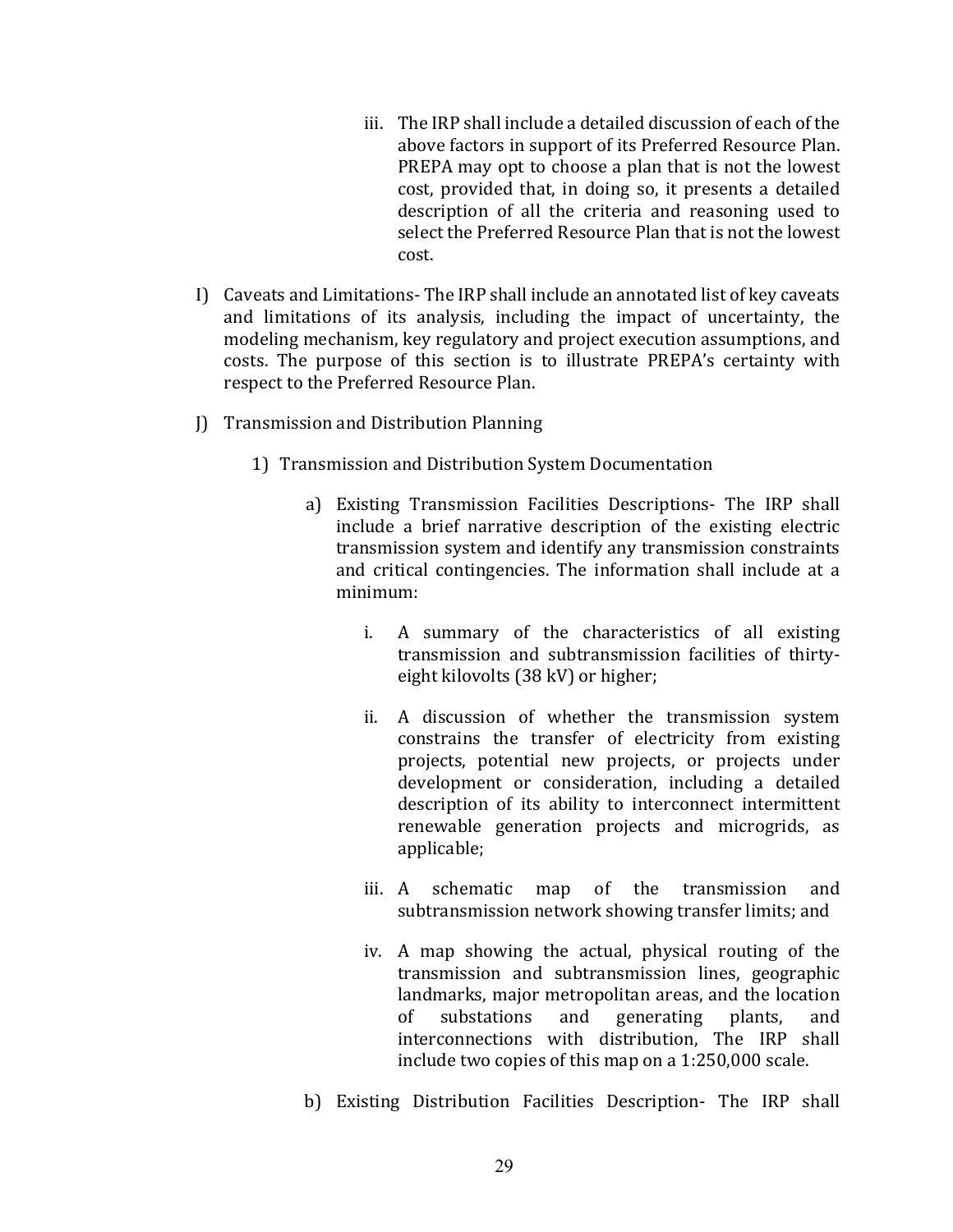iii. The IRP shall include a detailed discussion of each of the above factors in support of its Preferred Resource Plan. PREPA may opt to choose a plan that is not the lowest cost, provided that, in doing so, it presents a detailed description of all the criteria and reasoning used to select the Preferred Resource Plan that is not the lowest cost.

I) Caveats and Limitations- The IRP shall include an annotated list of key caveats and limitations of its analysis, including the impact of uncertainty, the modeling mechanism, key regulatory and project execution assumptions, and costs. The purpose of this section is to illustrate PREPA's certainty with respect to the Preferred Resource Plan.

J) Transmission and Distribution Planning

1) Transmission and Distribution System Documentation

a) Existing Transmission Facilities Descriptions- The IRP shall include a brief narrative description of the existing electric transmission system and identify any transmission constraints and critical contingencies. The information shall include at a minimum:

i. A summary of the characteristics of all existing transmission and subtransmission facilities of thirty-eight kilovolts (38 kV) or higher;

ii. A discussion of whether the transmission system constrains the transfer of electricity from existing projects, potential new projects, or projects under development or consideration, including a detailed description of its ability to interconnect intermittent renewable generation projects and microgrids, as applicable;

iii. A schematic map of the transmission and subtransmission network showing transfer limits; and

iv. A map showing the actual, physical routing of the transmission and subtransmission lines, geographic landmarks, major metropolitan areas, and the location of substations and generating plants, and interconnections with distribution, The IRP shall include two copies of this map on a 1:250,000 scale.

b) Existing Distribution Facilities Description- The IRP shall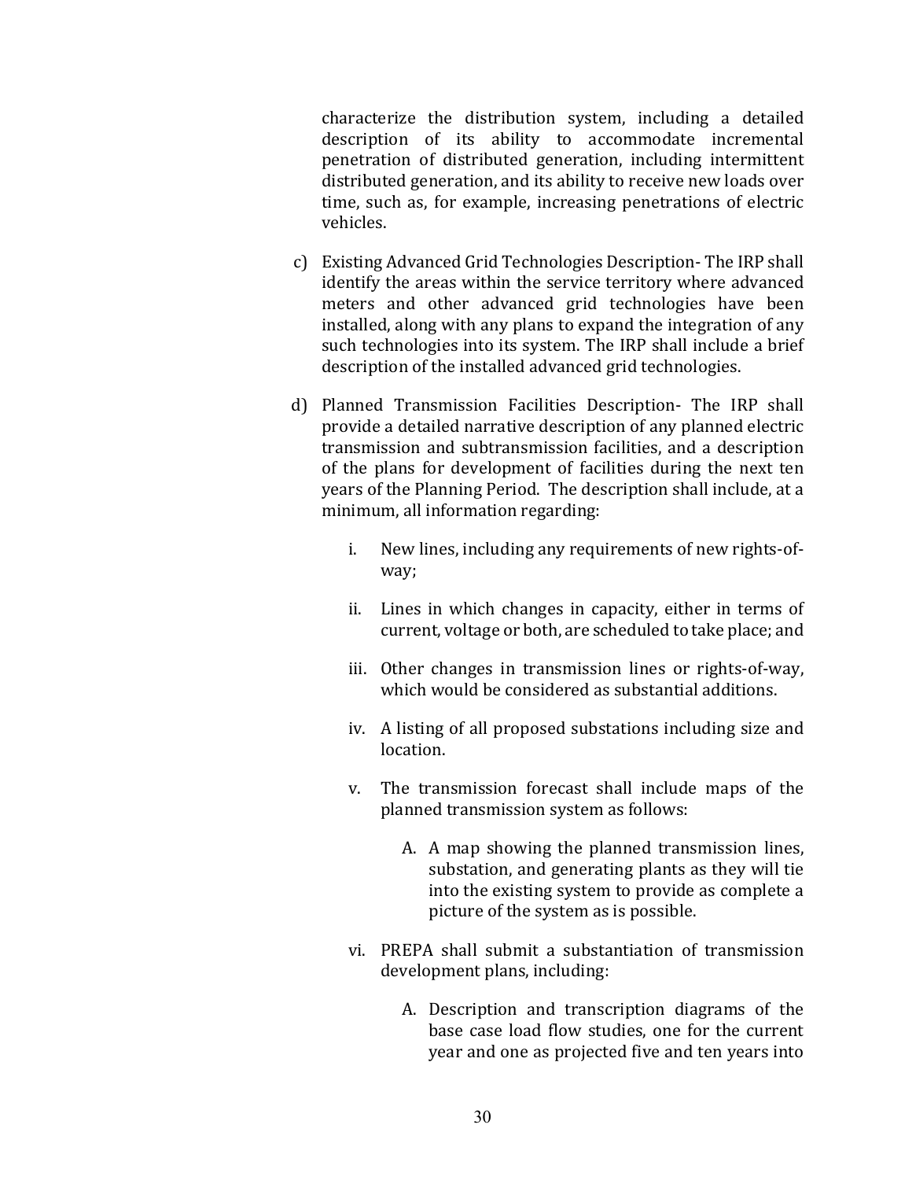characterize the distribution system, including a detailed description of its ability to accommodate incremental penetration of distributed generation, including intermittent distributed generation, and its ability to receive new loads over time, such as, for example, increasing penetrations of electric vehicles.

c) Existing Advanced Grid Technologies Description- The IRP shall identify the areas within the service territory where advanced meters and other advanced grid technologies have been installed, along with any plans to expand the integration of any such technologies into its system. The IRP shall include a brief description of the installed advanced grid technologies.

d) Planned Transmission Facilities Description- The IRP shall provide a detailed narrative description of any planned electric transmission and subtransmission facilities, and a description of the plans for development of facilities during the next ten years of the Planning Period. The description shall include, at a minimum, all information regarding:

   i. New lines, including any requirements of new rights-of-way;

   ii. Lines in which changes in capacity, either in terms of current, voltage or both, are scheduled to take place; and

   iii. Other changes in transmission lines or rights-of-way, which would be considered as substantial additions.

   iv. A listing of all proposed substations including size and location.

   v. The transmission forecast shall include maps of the planned transmission system as follows:

      A. A map showing the planned transmission lines, substation, and generating plants as they will tie into the existing system to provide as complete a picture of the system as is possible.

   vi. PREPA shall submit a substantiation of transmission development plans, including:

      A. Description and transcription diagrams of the base case load flow studies, one for the current year and one as projected five and ten years into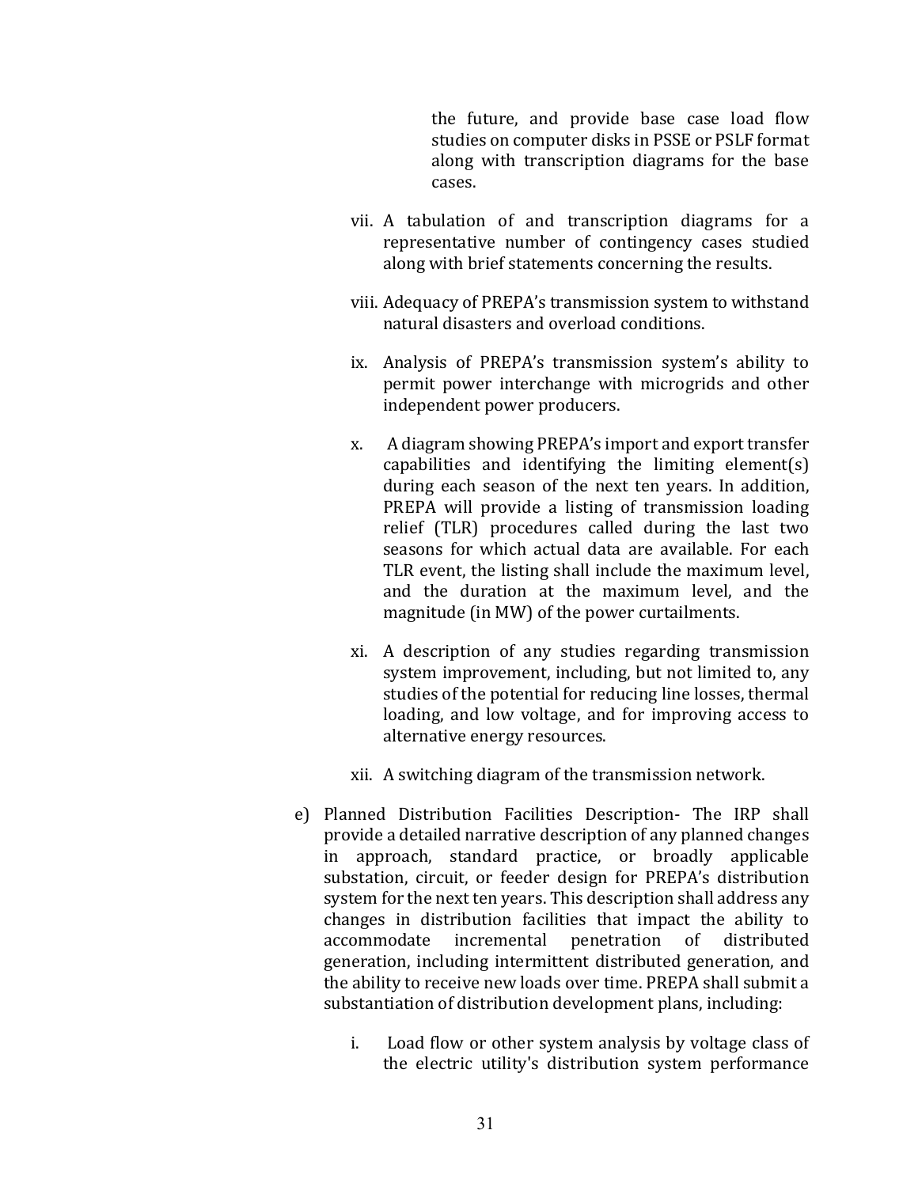the future, and provide base case load flow studies on computer disks in PSSE or PSLF format along with transcription diagrams for the base cases.

vii. A tabulation of and transcription diagrams for a representative number of contingency cases studied along with brief statements concerning the results.

viii. Adequacy of PREPA's transmission system to withstand natural disasters and overload conditions.

ix. Analysis of PREPA's transmission system's ability to permit power interchange with microgrids and other independent power producers.

x. A diagram showing PREPA's import and export transfer capabilities and identifying the limiting element(s) during each season of the next ten years. In addition, PREPA will provide a listing of transmission loading relief (TLR) procedures called during the last two seasons for which actual data are available. For each TLR event, the listing shall include the maximum level, and the duration at the maximum level, and the magnitude (in MW) of the power curtailments.

xi. A description of any studies regarding transmission system improvement, including, but not limited to, any studies of the potential for reducing line losses, thermal loading, and low voltage, and for improving access to alternative energy resources.

xii. A switching diagram of the transmission network.

e) Planned Distribution Facilities Description- The IRP shall provide a detailed narrative description of any planned changes in approach, standard practice, or broadly applicable substation, circuit, or feeder design for PREPA's distribution system for the next ten years. This description shall address any changes in distribution facilities that impact the ability to accommodate incremental penetration of distributed generation, including intermittent distributed generation, and the ability to receive new loads over time. PREPA shall submit a substantiation of distribution development plans, including:

i. Load flow or other system analysis by voltage class of the electric utility's distribution system performance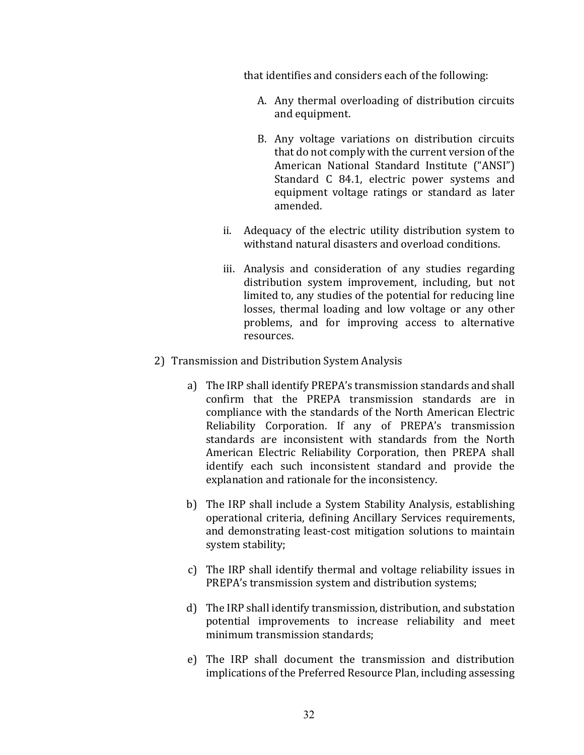that identifies and considers each of the following:

A. Any thermal overloading of distribution circuits and equipment.

B. Any voltage variations on distribution circuits that do not comply with the current version of the American National Standard Institute ("ANSI") Standard C 84.1, electric power systems and equipment voltage ratings or standard as later amended.

ii. Adequacy of the electric utility distribution system to withstand natural disasters and overload conditions.

iii. Analysis and consideration of any studies regarding distribution system improvement, including, but not limited to, any studies of the potential for reducing line losses, thermal loading and low voltage or any other problems, and for improving access to alternative resources.

2) Transmission and Distribution System Analysis

a) The IRP shall identify PREPA's transmission standards and shall confirm that the PREPA transmission standards are in compliance with the standards of the North American Electric Reliability Corporation. If any of PREPA's transmission standards are inconsistent with standards from the North American Electric Reliability Corporation, then PREPA shall identify each such inconsistent standard and provide the explanation and rationale for the inconsistency.

b) The IRP shall include a System Stability Analysis, establishing operational criteria, defining Ancillary Services requirements, and demonstrating least-cost mitigation solutions to maintain system stability;

c) The IRP shall identify thermal and voltage reliability issues in PREPA's transmission system and distribution systems;

d) The IRP shall identify transmission, distribution, and substation potential improvements to increase reliability and meet minimum transmission standards;

e) The IRP shall document the transmission and distribution implications of the Preferred Resource Plan, including assessing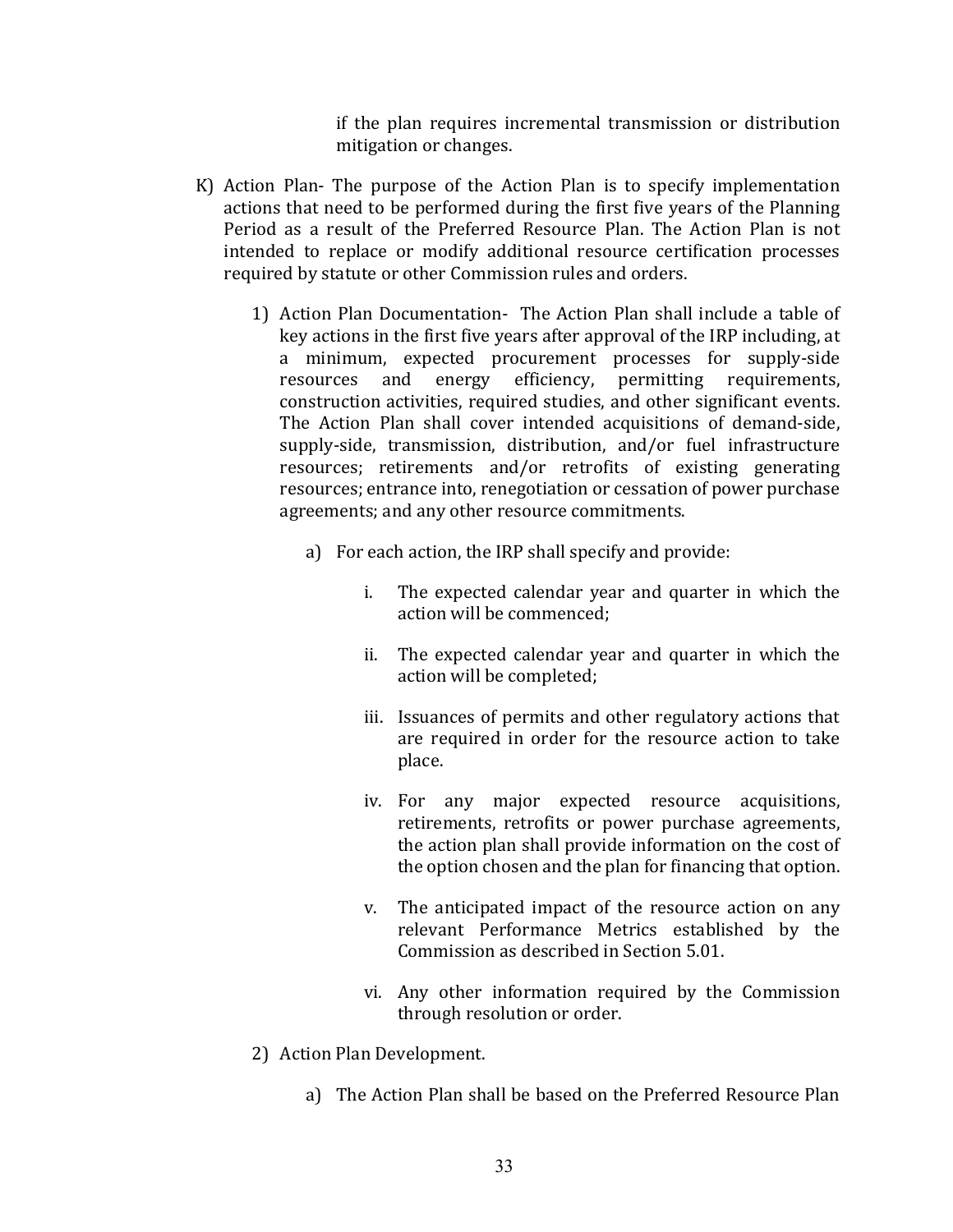if the plan requires incremental transmission or distribution mitigation or changes.

K) Action Plan- The purpose of the Action Plan is to specify implementation actions that need to be performed during the first five years of the Planning Period as a result of the Preferred Resource Plan. The Action Plan is not intended to replace or modify additional resource certification processes required by statute or other Commission rules and orders.

1) Action Plan Documentation- The Action Plan shall include a table of key actions in the first five years after approval of the IRP including, at a minimum, expected procurement processes for supply-side resources and energy efficiency, permitting requirements, construction activities, required studies, and other significant events. The Action Plan shall cover intended acquisitions of demand-side, supply-side, transmission, distribution, and/or fuel infrastructure resources; retirements and/or retrofits of existing generating resources; entrance into, renegotiation or cessation of power purchase agreements; and any other resource commitments.

a) For each action, the IRP shall specify and provide:

i. The expected calendar year and quarter in which the action will be commenced;

ii. The expected calendar year and quarter in which the action will be completed;

iii. Issuances of permits and other regulatory actions that are required in order for the resource action to take place.

iv. For any major expected resource acquisitions, retirements, retrofits or power purchase agreements, the action plan shall provide information on the cost of the option chosen and the plan for financing that option.

v. The anticipated impact of the resource action on any relevant Performance Metrics established by the Commission as described in Section 5.01.

vi. Any other information required by the Commission through resolution or order.

2) Action Plan Development.

a) The Action Plan shall be based on the Preferred Resource Plan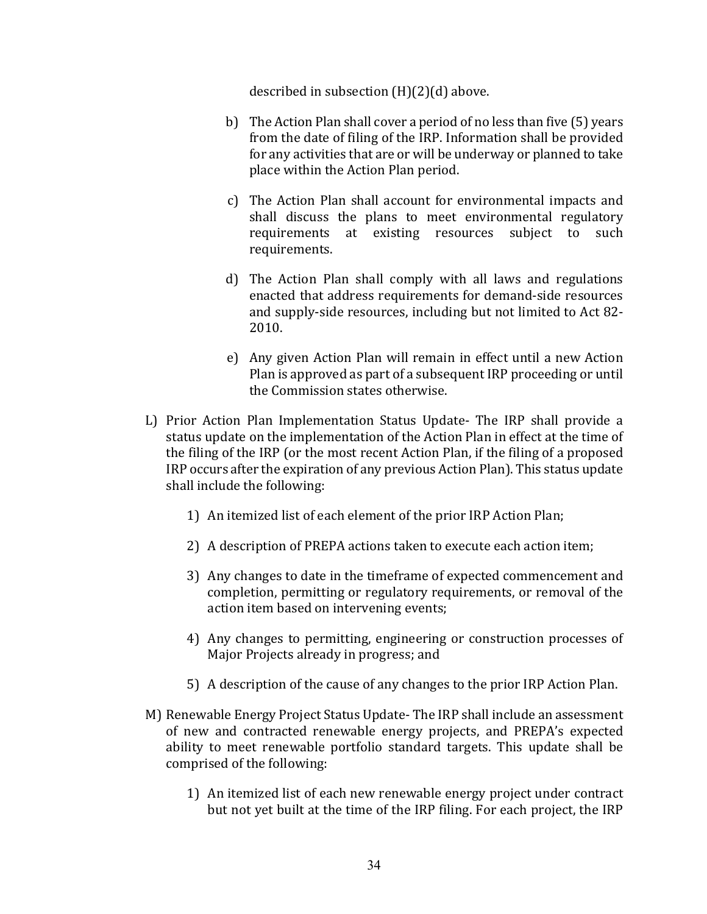described in subsection (H)(2)(d) above.

b) The Action Plan shall cover a period of no less than five (5) years from the date of filing of the IRP. Information shall be provided for any activities that are or will be underway or planned to take place within the Action Plan period.

c) The Action Plan shall account for environmental impacts and shall discuss the plans to meet environmental regulatory requirements at existing resources subject to such requirements.

d) The Action Plan shall comply with all laws and regulations enacted that address requirements for demand-side resources and supply-side resources, including but not limited to Act 82-2010.

e) Any given Action Plan will remain in effect until a new Action Plan is approved as part of a subsequent IRP proceeding or until the Commission states otherwise.

L) Prior Action Plan Implementation Status Update- The IRP shall provide a status update on the implementation of the Action Plan in effect at the time of the filing of the IRP (or the most recent Action Plan, if the filing of a proposed IRP occurs after the expiration of any previous Action Plan). This status update shall include the following:

1) An itemized list of each element of the prior IRP Action Plan;

2) A description of PREPA actions taken to execute each action item;

3) Any changes to date in the timeframe of expected commencement and completion, permitting or regulatory requirements, or removal of the action item based on intervening events;

4) Any changes to permitting, engineering or construction processes of Major Projects already in progress; and

5) A description of the cause of any changes to the prior IRP Action Plan.

M) Renewable Energy Project Status Update- The IRP shall include an assessment of new and contracted renewable energy projects, and PREPA's expected ability to meet renewable portfolio standard targets. This update shall be comprised of the following:

1) An itemized list of each new renewable energy project under contract but not yet built at the time of the IRP filing. For each project, the IRP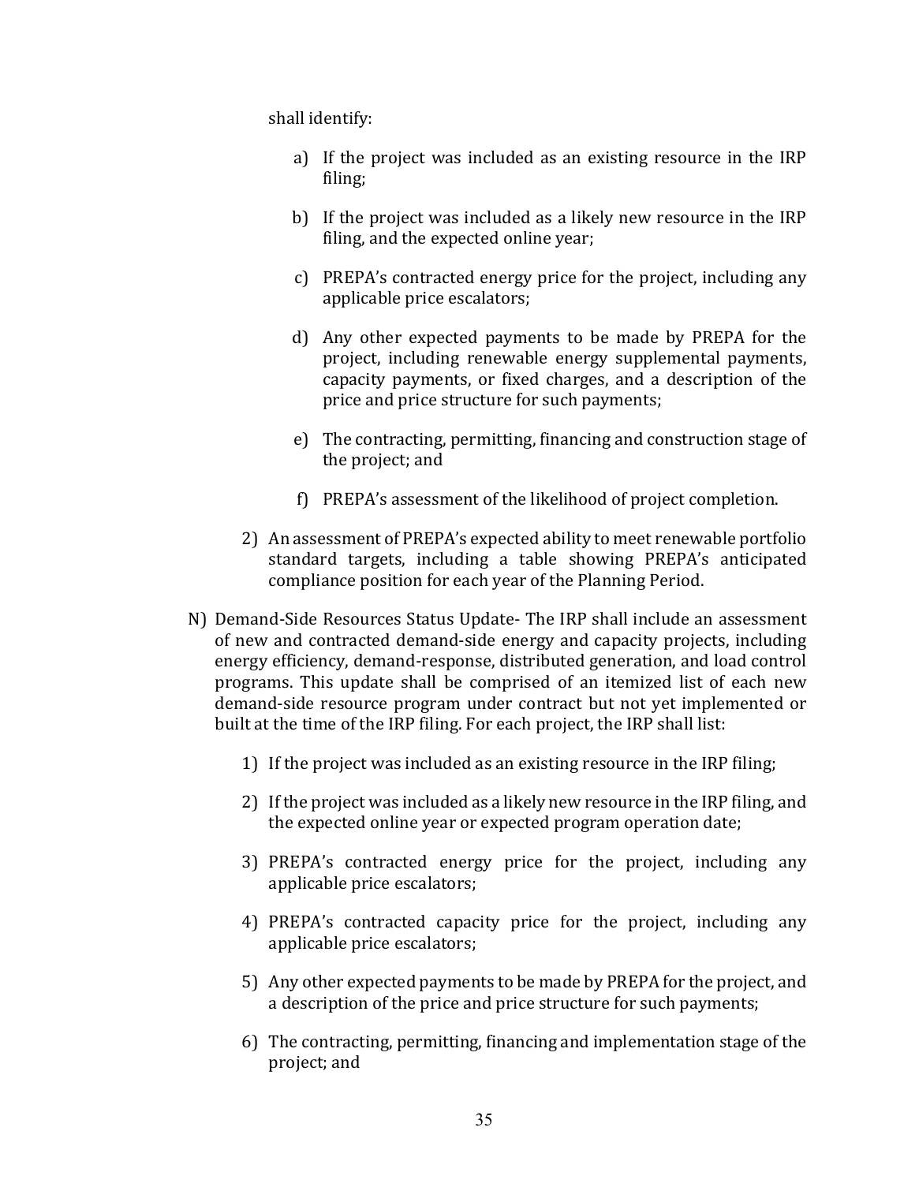shall identify:

a) If the project was included as an existing resource in the IRP filing;

b) If the project was included as a likely new resource in the IRP filing, and the expected online year;

c) PREPA's contracted energy price for the project, including any applicable price escalators;

d) Any other expected payments to be made by PREPA for the project, including renewable energy supplemental payments, capacity payments, or fixed charges, and a description of the price and price structure for such payments;

e) The contracting, permitting, financing and construction stage of the project; and

f) PREPA's assessment of the likelihood of project completion.

2) An assessment of PREPA's expected ability to meet renewable portfolio standard targets, including a table showing PREPA's anticipated compliance position for each year of the Planning Period.

N) Demand-Side Resources Status Update- The IRP shall include an assessment of new and contracted demand-side energy and capacity projects, including energy efficiency, demand-response, distributed generation, and load control programs. This update shall be comprised of an itemized list of each new demand-side resource program under contract but not yet implemented or built at the time of the IRP filing. For each project, the IRP shall list:

1) If the project was included as an existing resource in the IRP filing;

2) If the project was included as a likely new resource in the IRP filing, and the expected online year or expected program operation date;

3) PREPA's contracted energy price for the project, including any applicable price escalators;

4) PREPA's contracted capacity price for the project, including any applicable price escalators;

5) Any other expected payments to be made by PREPA for the project, and a description of the price and price structure for such payments;

6) The contracting, permitting, financing and implementation stage of the project; and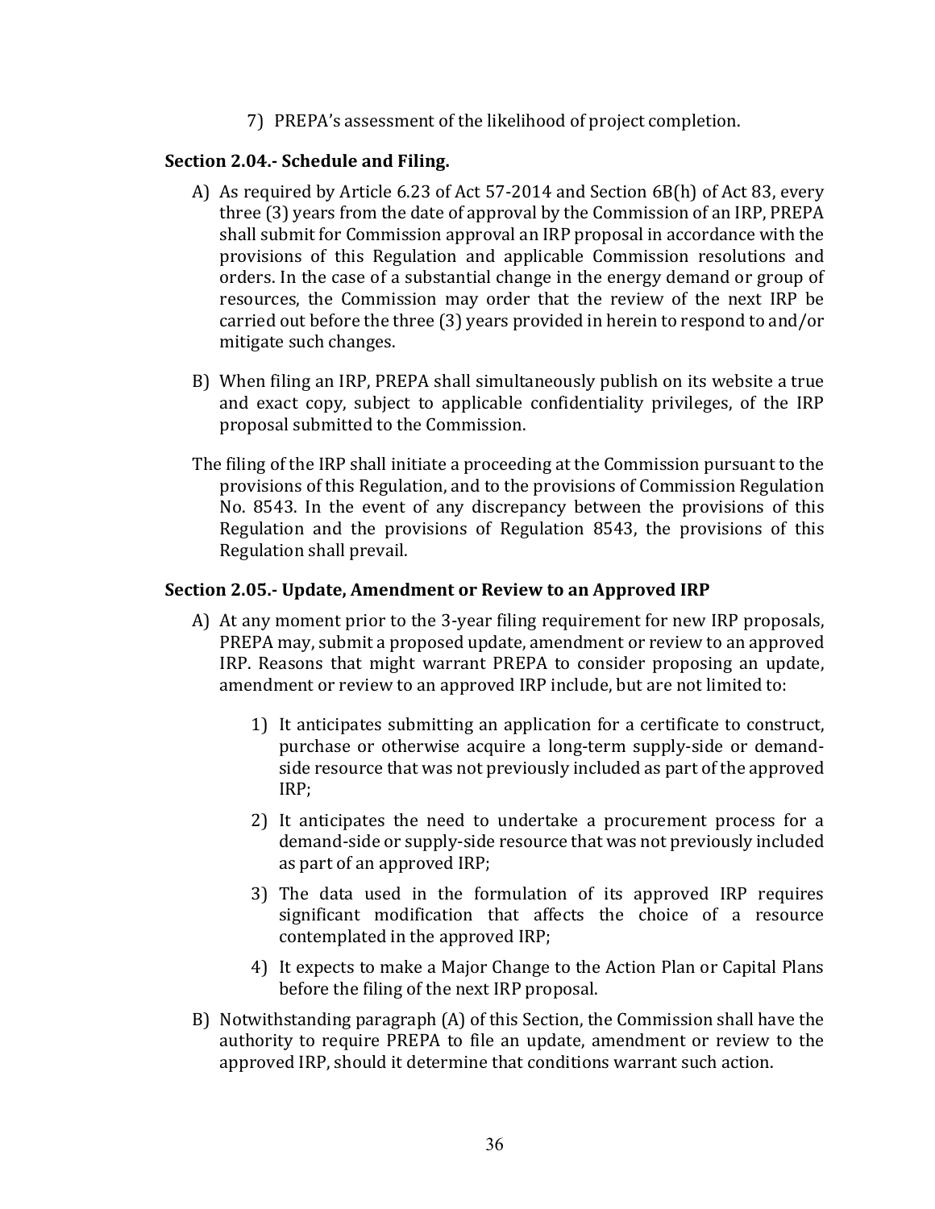7) PREPA's assessment of the likelihood of project completion.

### Section 2.04.- Schedule and Filing.

A) As required by Article 6.23 of Act 57-2014 and Section 6B(h) of Act 83, every three (3) years from the date of approval by the Commission of an IRP, PREPA shall submit for Commission approval an IRP proposal in accordance with the provisions of this Regulation and applicable Commission resolutions and orders. In the case of a substantial change in the energy demand or group of resources, the Commission may order that the review of the next IRP be carried out before the three (3) years provided in herein to respond to and/or mitigate such changes.

B) When filing an IRP, PREPA shall simultaneously publish on its website a true and exact copy, subject to applicable confidentiality privileges, of the IRP proposal submitted to the Commission.

The filing of the IRP shall initiate a proceeding at the Commission pursuant to the provisions of this Regulation, and to the provisions of Commission Regulation No. 8543. In the event of any discrepancy between the provisions of this Regulation and the provisions of Regulation 8543, the provisions of this Regulation shall prevail.

### Section 2.05.- Update, Amendment or Review to an Approved IRP

A) At any moment prior to the 3-year filing requirement for new IRP proposals, PREPA may, submit a proposed update, amendment or review to an approved IRP. Reasons that might warrant PREPA to consider proposing an update, amendment or review to an approved IRP include, but are not limited to:

1) It anticipates submitting an application for a certificate to construct, purchase or otherwise acquire a long-term supply-side or demand-side resource that was not previously included as part of the approved IRP;

2) It anticipates the need to undertake a procurement process for a demand-side or supply-side resource that was not previously included as part of an approved IRP;

3) The data used in the formulation of its approved IRP requires significant modification that affects the choice of a resource contemplated in the approved IRP;

4) It expects to make a Major Change to the Action Plan or Capital Plans before the filing of the next IRP proposal.

B) Notwithstanding paragraph (A) of this Section, the Commission shall have the authority to require PREPA to file an update, amendment or review to the approved IRP, should it determine that conditions warrant such action.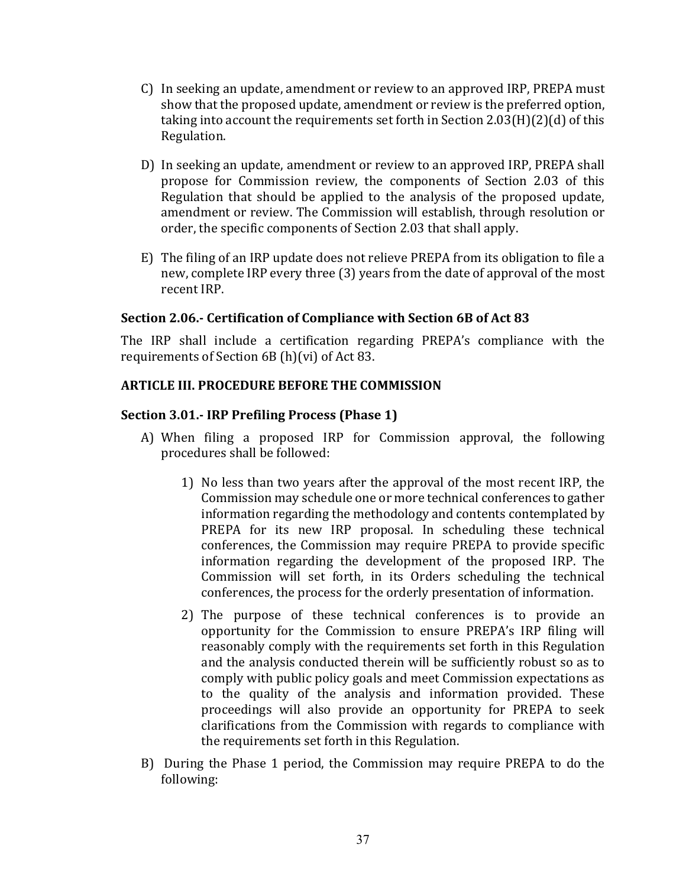C) In seeking an update, amendment or review to an approved IRP, PREPA must show that the proposed update, amendment or review is the preferred option, taking into account the requirements set forth in Section 2.03(H)(2)(d) of this Regulation.

D) In seeking an update, amendment or review to an approved IRP, PREPA shall propose for Commission review, the components of Section 2.03 of this Regulation that should be applied to the analysis of the proposed update, amendment or review. The Commission will establish, through resolution or order, the specific components of Section 2.03 that shall apply.

E) The filing of an IRP update does not relieve PREPA from its obligation to file a new, complete IRP every three (3) years from the date of approval of the most recent IRP.

### Section 2.06.- Certification of Compliance with Section 6B of Act 83

The IRP shall include a certification regarding PREPA's compliance with the requirements of Section 6B (h)(vi) of Act 83.

## ARTICLE III. PROCEDURE BEFORE THE COMMISSION

### Section 3.01.- IRP Prefiling Process (Phase 1)

A) When filing a proposed IRP for Commission approval, the following procedures shall be followed:

   1) No less than two years after the approval of the most recent IRP, the Commission may schedule one or more technical conferences to gather information regarding the methodology and contents contemplated by PREPA for its new IRP proposal. In scheduling these technical conferences, the Commission may require PREPA to provide specific information regarding the development of the proposed IRP. The Commission will set forth, in its Orders scheduling the technical conferences, the process for the orderly presentation of information.

   2) The purpose of these technical conferences is to provide an opportunity for the Commission to ensure PREPA's IRP filing will reasonably comply with the requirements set forth in this Regulation and the analysis conducted therein will be sufficiently robust so as to comply with public policy goals and meet Commission expectations as to the quality of the analysis and information provided. These proceedings will also provide an opportunity for PREPA to seek clarifications from the Commission with regards to compliance with the requirements set forth in this Regulation.

B) During the Phase 1 period, the Commission may require PREPA to do the following: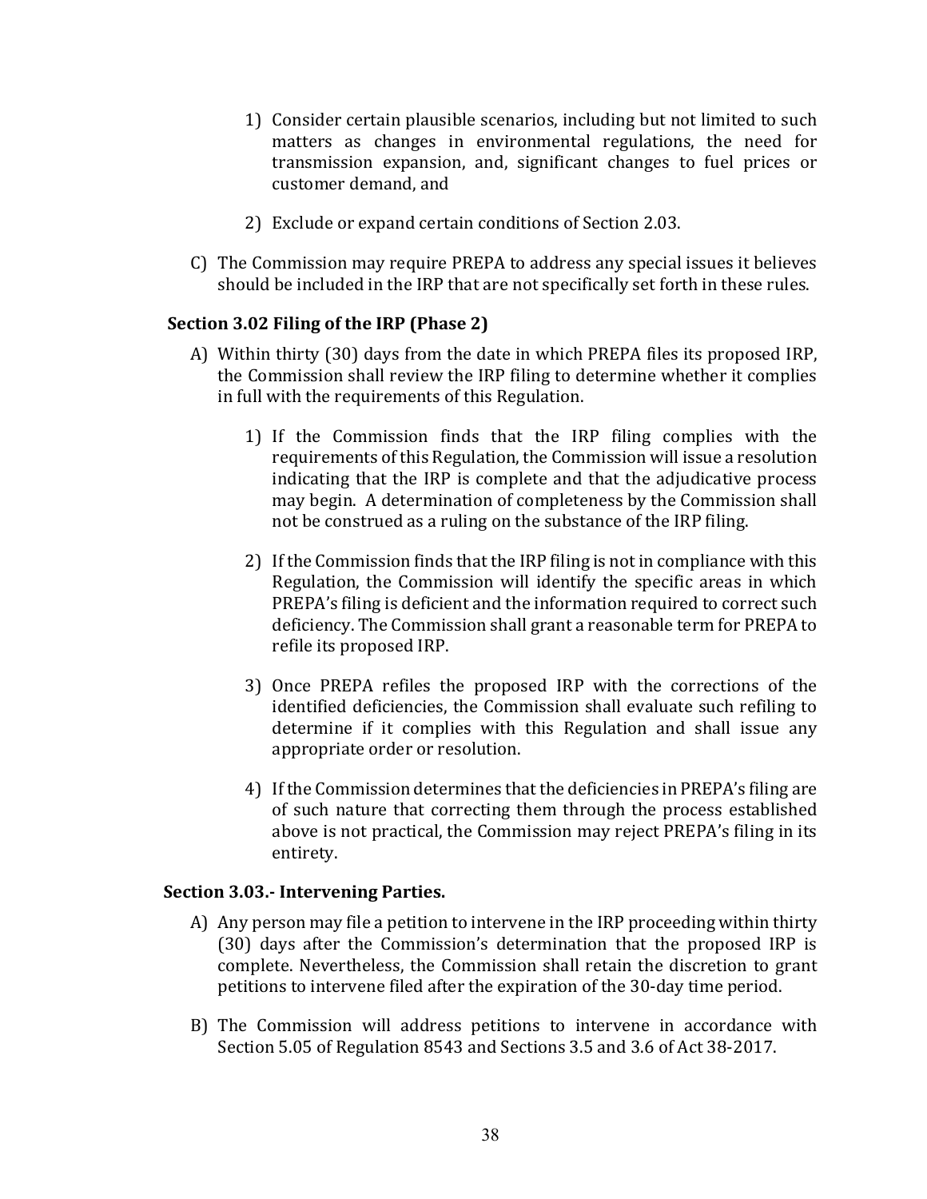1) Consider certain plausible scenarios, including but not limited to such matters as changes in environmental regulations, the need for transmission expansion, and, significant changes to fuel prices or customer demand, and

2) Exclude or expand certain conditions of Section 2.03.

C) The Commission may require PREPA to address any special issues it believes should be included in the IRP that are not specifically set forth in these rules.

### Section 3.02 Filing of the IRP (Phase 2)

A) Within thirty (30) days from the date in which PREPA files its proposed IRP, the Commission shall review the IRP filing to determine whether it complies in full with the requirements of this Regulation.

1) If the Commission finds that the IRP filing complies with the requirements of this Regulation, the Commission will issue a resolution indicating that the IRP is complete and that the adjudicative process may begin. A determination of completeness by the Commission shall not be construed as a ruling on the substance of the IRP filing.

2) If the Commission finds that the IRP filing is not in compliance with this Regulation, the Commission will identify the specific areas in which PREPA's filing is deficient and the information required to correct such deficiency. The Commission shall grant a reasonable term for PREPA to refile its proposed IRP.

3) Once PREPA refiles the proposed IRP with the corrections of the identified deficiencies, the Commission shall evaluate such refiling to determine if it complies with this Regulation and shall issue any appropriate order or resolution.

4) If the Commission determines that the deficiencies in PREPA's filing are of such nature that correcting them through the process established above is not practical, the Commission may reject PREPA's filing in its entirety.

### Section 3.03.- Intervening Parties.

A) Any person may file a petition to intervene in the IRP proceeding within thirty (30) days after the Commission's determination that the proposed IRP is complete. Nevertheless, the Commission shall retain the discretion to grant petitions to intervene filed after the expiration of the 30-day time period.

B) The Commission will address petitions to intervene in accordance with Section 5.05 of Regulation 8543 and Sections 3.5 and 3.6 of Act 38-2017.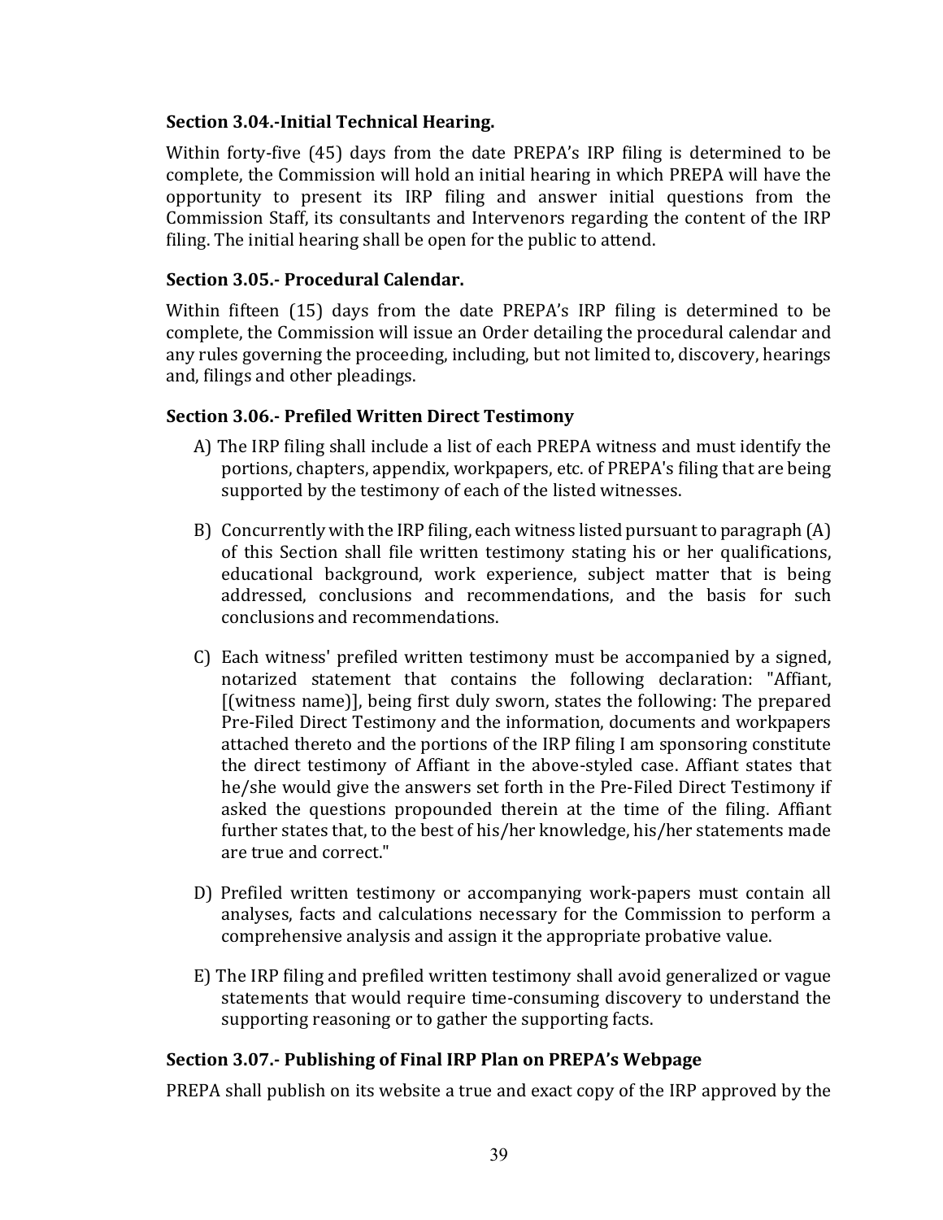### Section 3.04.-Initial Technical Hearing.

Within forty-five (45) days from the date PREPA's IRP filing is determined to be complete, the Commission will hold an initial hearing in which PREPA will have the opportunity to present its IRP filing and answer initial questions from the Commission Staff, its consultants and Intervenors regarding the content of the IRP filing. The initial hearing shall be open for the public to attend.

### Section 3.05.- Procedural Calendar.

Within fifteen (15) days from the date PREPA's IRP filing is determined to be complete, the Commission will issue an Order detailing the procedural calendar and any rules governing the proceeding, including, but not limited to, discovery, hearings and, filings and other pleadings.

### Section 3.06.- Prefiled Written Direct Testimony

A) The IRP filing shall include a list of each PREPA witness and must identify the portions, chapters, appendix, workpapers, etc. of PREPA's filing that are being supported by the testimony of each of the listed witnesses.

B) Concurrently with the IRP filing, each witness listed pursuant to paragraph (A) of this Section shall file written testimony stating his or her qualifications, educational background, work experience, subject matter that is being addressed, conclusions and recommendations, and the basis for such conclusions and recommendations.

C) Each witness' prefiled written testimony must be accompanied by a signed, notarized statement that contains the following declaration: "Affiant, [(witness name)], being first duly sworn, states the following: The prepared Pre-Filed Direct Testimony and the information, documents and workpapers attached thereto and the portions of the IRP filing I am sponsoring constitute the direct testimony of Affiant in the above-styled case. Affiant states that he/she would give the answers set forth in the Pre-Filed Direct Testimony if asked the questions propounded therein at the time of the filing. Affiant further states that, to the best of his/her knowledge, his/her statements made are true and correct."

D) Prefiled written testimony or accompanying work-papers must contain all analyses, facts and calculations necessary for the Commission to perform a comprehensive analysis and assign it the appropriate probative value.

E) The IRP filing and prefiled written testimony shall avoid generalized or vague statements that would require time-consuming discovery to understand the supporting reasoning or to gather the supporting facts.

### Section 3.07.- Publishing of Final IRP Plan on PREPA's Webpage

PREPA shall publish on its website a true and exact copy of the IRP approved by the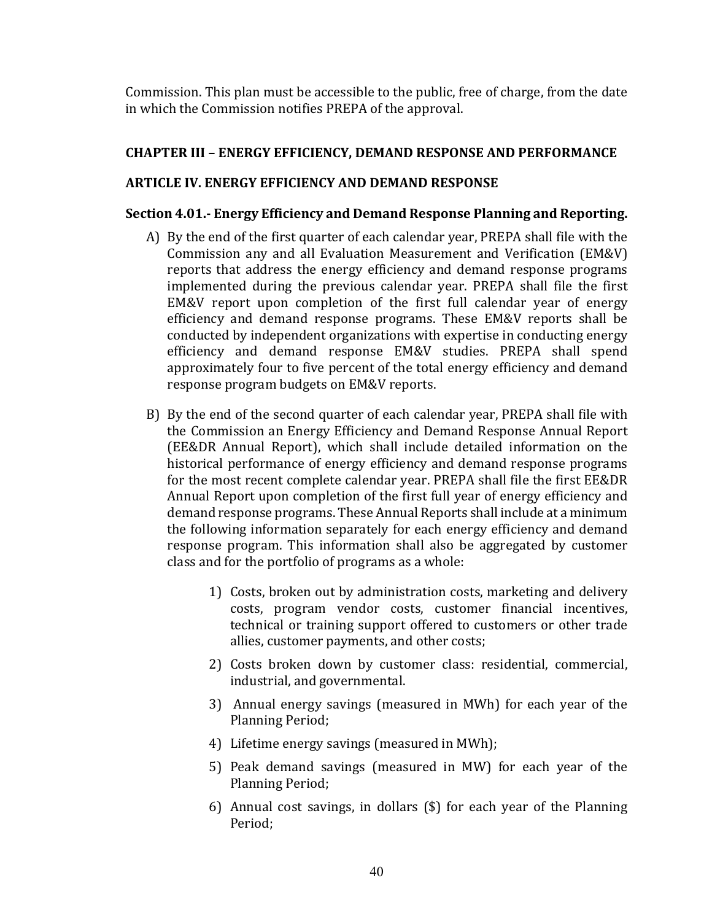Commission. This plan must be accessible to the public, free of charge, from the date in which the Commission notifies PREPA of the approval.

## CHAPTER III – ENERGY EFFICIENCY, DEMAND RESPONSE AND PERFORMANCE

## ARTICLE IV. ENERGY EFFICIENCY AND DEMAND RESPONSE

### Section 4.01.- Energy Efficiency and Demand Response Planning and Reporting.

A) By the end of the first quarter of each calendar year, PREPA shall file with the Commission any and all Evaluation Measurement and Verification (EM&V) reports that address the energy efficiency and demand response programs implemented during the previous calendar year. PREPA shall file the first EM&V report upon completion of the first full calendar year of energy efficiency and demand response programs. These EM&V reports shall be conducted by independent organizations with expertise in conducting energy efficiency and demand response EM&V studies. PREPA shall spend approximately four to five percent of the total energy efficiency and demand response program budgets on EM&V reports.

B) By the end of the second quarter of each calendar year, PREPA shall file with the Commission an Energy Efficiency and Demand Response Annual Report (EE&DR Annual Report), which shall include detailed information on the historical performance of energy efficiency and demand response programs for the most recent complete calendar year. PREPA shall file the first EE&DR Annual Report upon completion of the first full year of energy efficiency and demand response programs. These Annual Reports shall include at a minimum the following information separately for each energy efficiency and demand response program. This information shall also be aggregated by customer class and for the portfolio of programs as a whole:

   1) Costs, broken out by administration costs, marketing and delivery costs, program vendor costs, customer financial incentives, technical or training support offered to customers or other trade allies, customer payments, and other costs;

   2) Costs broken down by customer class: residential, commercial, industrial, and governmental.

   3) Annual energy savings (measured in MWh) for each year of the Planning Period;

   4) Lifetime energy savings (measured in MWh);

   5) Peak demand savings (measured in MW) for each year of the Planning Period;

   6) Annual cost savings, in dollars ($) for each year of the Planning Period;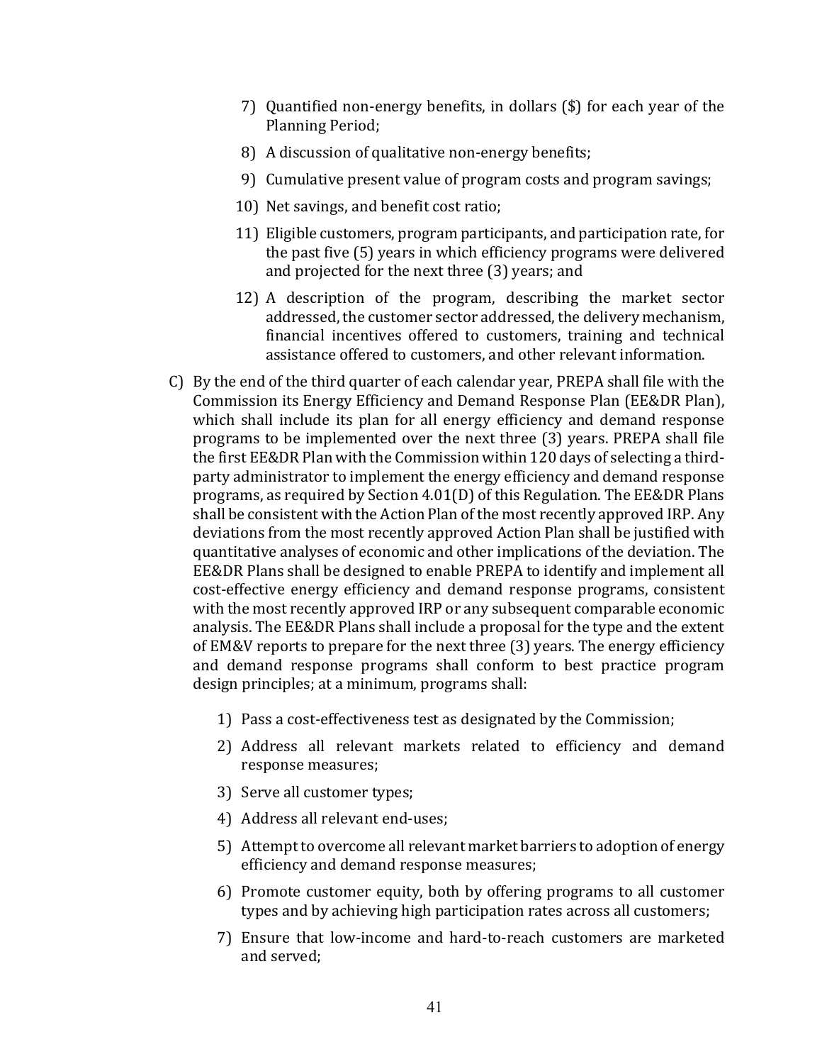7) Quantified non-energy benefits, in dollars ($) for each year of the Planning Period;

8) A discussion of qualitative non-energy benefits;

9) Cumulative present value of program costs and program savings;

10) Net savings, and benefit cost ratio;

11) Eligible customers, program participants, and participation rate, for the past five (5) years in which efficiency programs were delivered and projected for the next three (3) years; and

12) A description of the program, describing the market sector addressed, the customer sector addressed, the delivery mechanism, financial incentives offered to customers, training and technical assistance offered to customers, and other relevant information.

C) By the end of the third quarter of each calendar year, PREPA shall file with the Commission its Energy Efficiency and Demand Response Plan (EE&DR Plan), which shall include its plan for all energy efficiency and demand response programs to be implemented over the next three (3) years. PREPA shall file the first EE&DR Plan with the Commission within 120 days of selecting a third-party administrator to implement the energy efficiency and demand response programs, as required by Section 4.01(D) of this Regulation. The EE&DR Plans shall be consistent with the Action Plan of the most recently approved IRP. Any deviations from the most recently approved Action Plan shall be justified with quantitative analyses of economic and other implications of the deviation. The EE&DR Plans shall be designed to enable PREPA to identify and implement all cost-effective energy efficiency and demand response programs, consistent with the most recently approved IRP or any subsequent comparable economic analysis. The EE&DR Plans shall include a proposal for the type and the extent of EM&V reports to prepare for the next three (3) years. The energy efficiency and demand response programs shall conform to best practice program design principles; at a minimum, programs shall:

1) Pass a cost-effectiveness test as designated by the Commission;

2) Address all relevant markets related to efficiency and demand response measures;

3) Serve all customer types;

4) Address all relevant end-uses;

5) Attempt to overcome all relevant market barriers to adoption of energy efficiency and demand response measures;

6) Promote customer equity, both by offering programs to all customer types and by achieving high participation rates across all customers;

7) Ensure that low-income and hard-to-reach customers are marketed and served;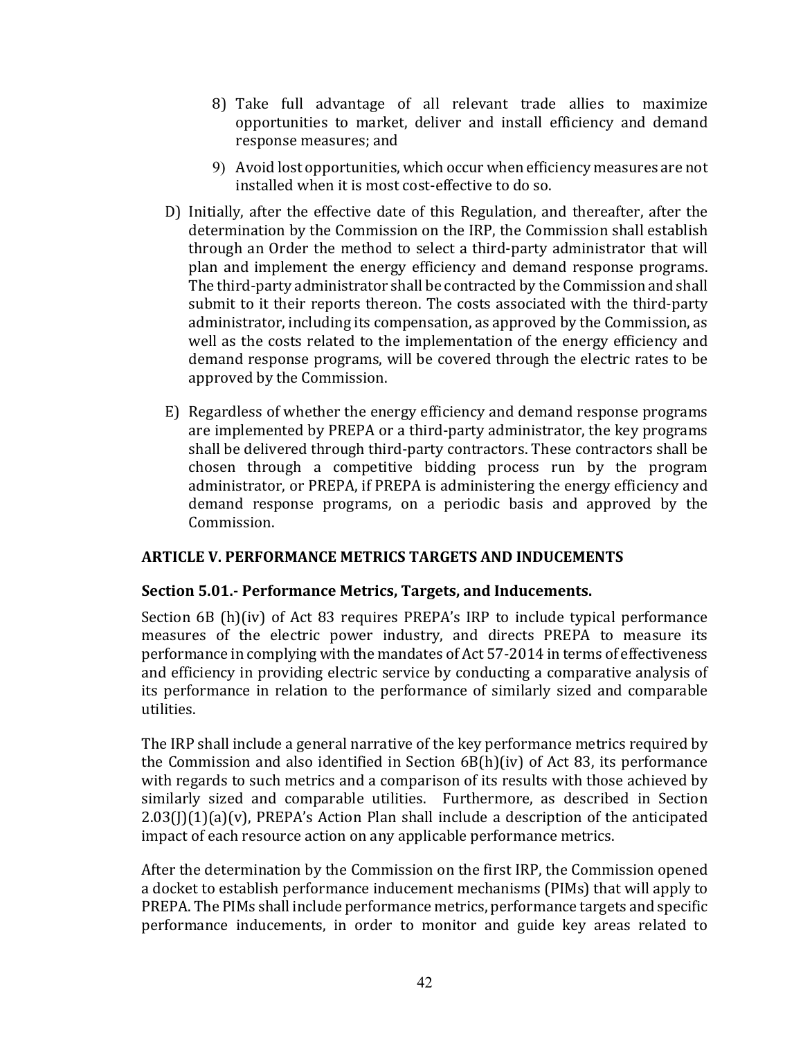8) Take full advantage of all relevant trade allies to maximize opportunities to market, deliver and install efficiency and demand response measures; and

9) Avoid lost opportunities, which occur when efficiency measures are not installed when it is most cost-effective to do so.

D) Initially, after the effective date of this Regulation, and thereafter, after the determination by the Commission on the IRP, the Commission shall establish through an Order the method to select a third-party administrator that will plan and implement the energy efficiency and demand response programs. The third-party administrator shall be contracted by the Commission and shall submit to it their reports thereon. The costs associated with the third-party administrator, including its compensation, as approved by the Commission, as well as the costs related to the implementation of the energy efficiency and demand response programs, will be covered through the electric rates to be approved by the Commission.

E) Regardless of whether the energy efficiency and demand response programs are implemented by PREPA or a third-party administrator, the key programs shall be delivered through third-party contractors. These contractors shall be chosen through a competitive bidding process run by the program administrator, or PREPA, if PREPA is administering the energy efficiency and demand response programs, on a periodic basis and approved by the Commission.

## ARTICLE V. PERFORMANCE METRICS TARGETS AND INDUCEMENTS

### Section 5.01.- Performance Metrics, Targets, and Inducements.

Section 6B (h)(iv) of Act 83 requires PREPA's IRP to include typical performance measures of the electric power industry, and directs PREPA to measure its performance in complying with the mandates of Act 57-2014 in terms of effectiveness and efficiency in providing electric service by conducting a comparative analysis of its performance in relation to the performance of similarly sized and comparable utilities.

The IRP shall include a general narrative of the key performance metrics required by the Commission and also identified in Section 6B(h)(iv) of Act 83, its performance with regards to such metrics and a comparison of its results with those achieved by similarly sized and comparable utilities. Furthermore, as described in Section 2.03(J)(1)(a)(v), PREPA's Action Plan shall include a description of the anticipated impact of each resource action on any applicable performance metrics.

After the determination by the Commission on the first IRP, the Commission opened a docket to establish performance inducement mechanisms (PIMs) that will apply to PREPA. The PIMs shall include performance metrics, performance targets and specific performance inducements, in order to monitor and guide key areas related to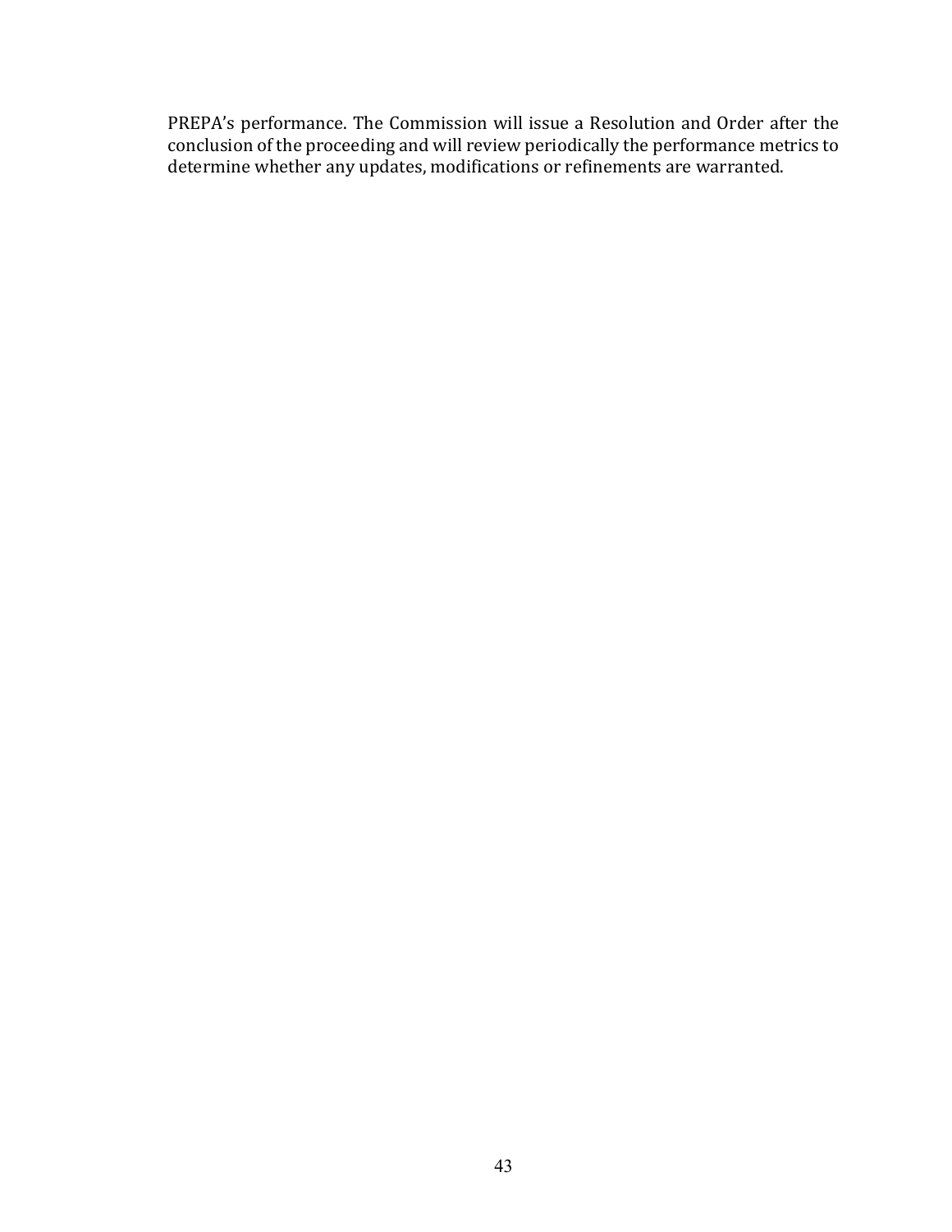PREPA's performance. The Commission will issue a Resolution and Order after the conclusion of the proceeding and will review periodically the performance metrics to determine whether any updates, modifications or refinements are warranted.